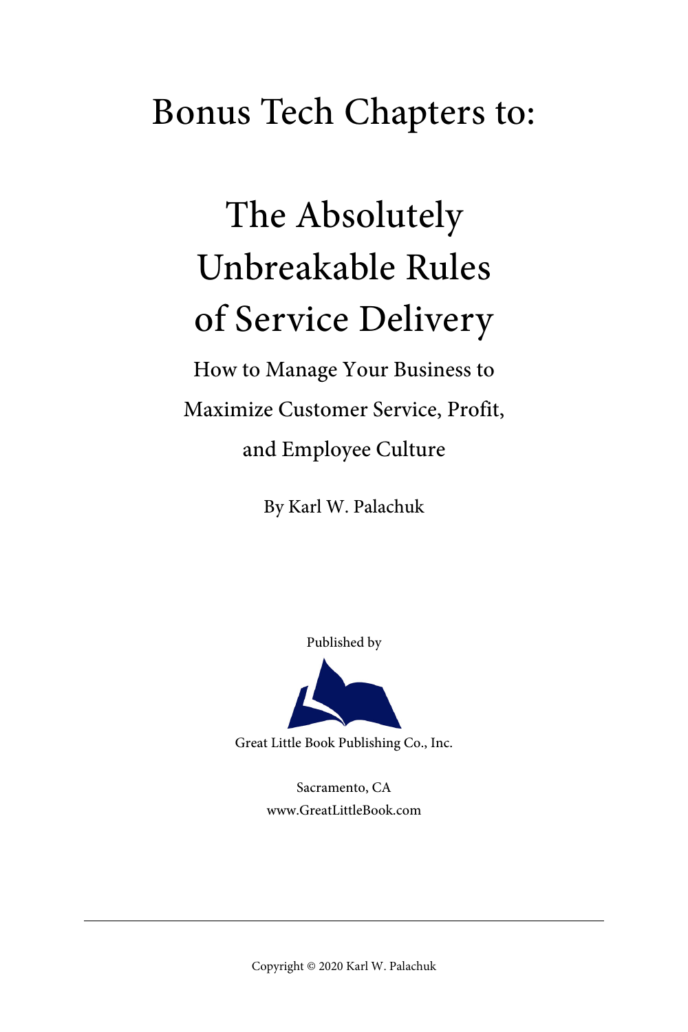# Bonus Tech Chapters to:

# The Absolutely Unbreakable Rules of Service Delivery

## How to Manage Your Business to Maximize Customer Service, Profit, and Employee Culture

By Karl W. Palachuk

Published by

Great Little Book Publishing Co., Inc.

Sacramento, CA
www.GreatLittleBook.com

Copyright © 2020 Karl W. Palachuk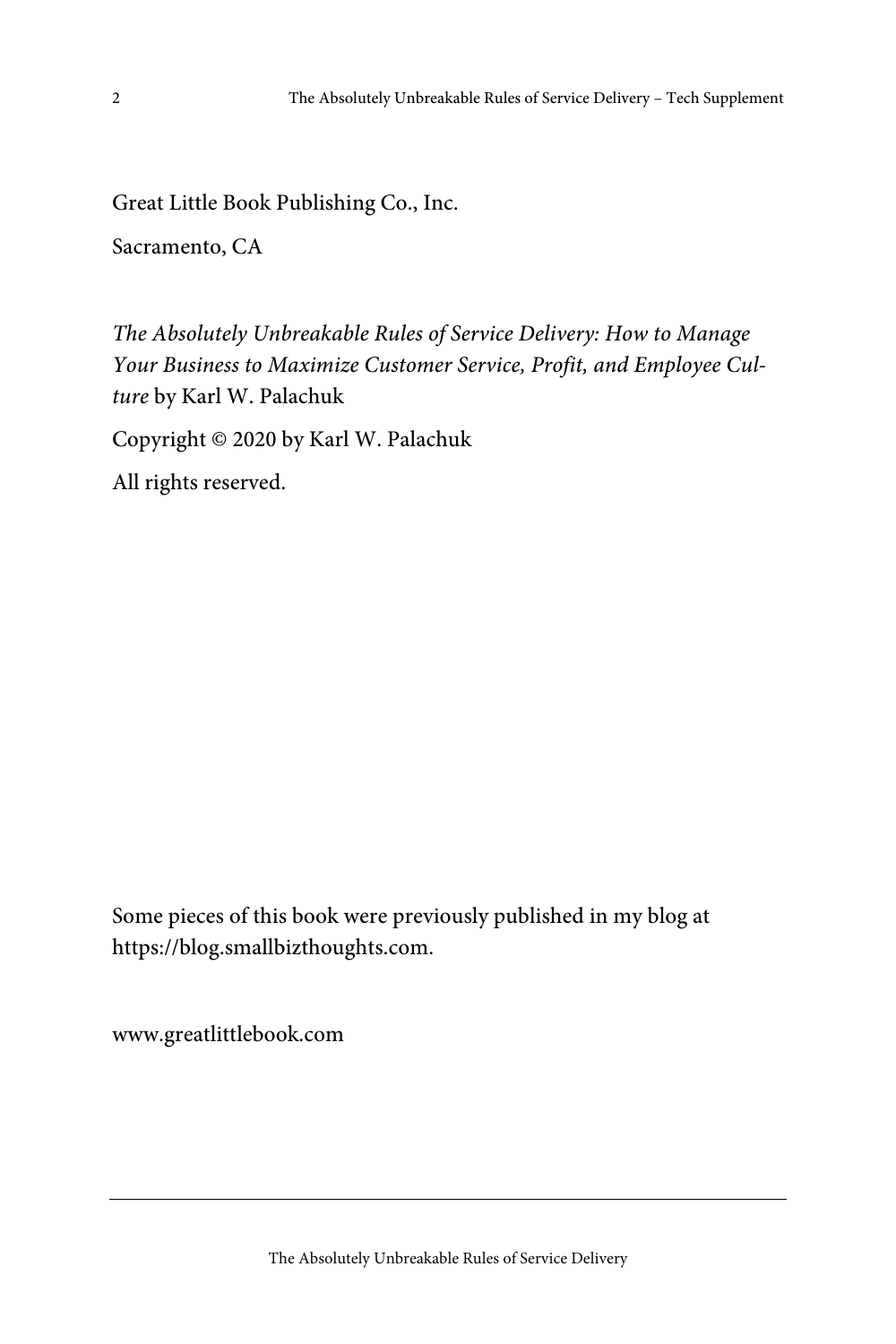Great Little Book Publishing Co., Inc.

Sacramento, CA

*The Absolutely Unbreakable Rules of Service Delivery: How to Manage Your Business to Maximize Customer Service, Profit, and Employee Culture* by Karl W. Palachuk

Copyright © 2020 by Karl W. Palachuk

All rights reserved.

Some pieces of this book were previously published in my blog at https://blog.smallbizthoughts.com.

www.greatlittlebook.com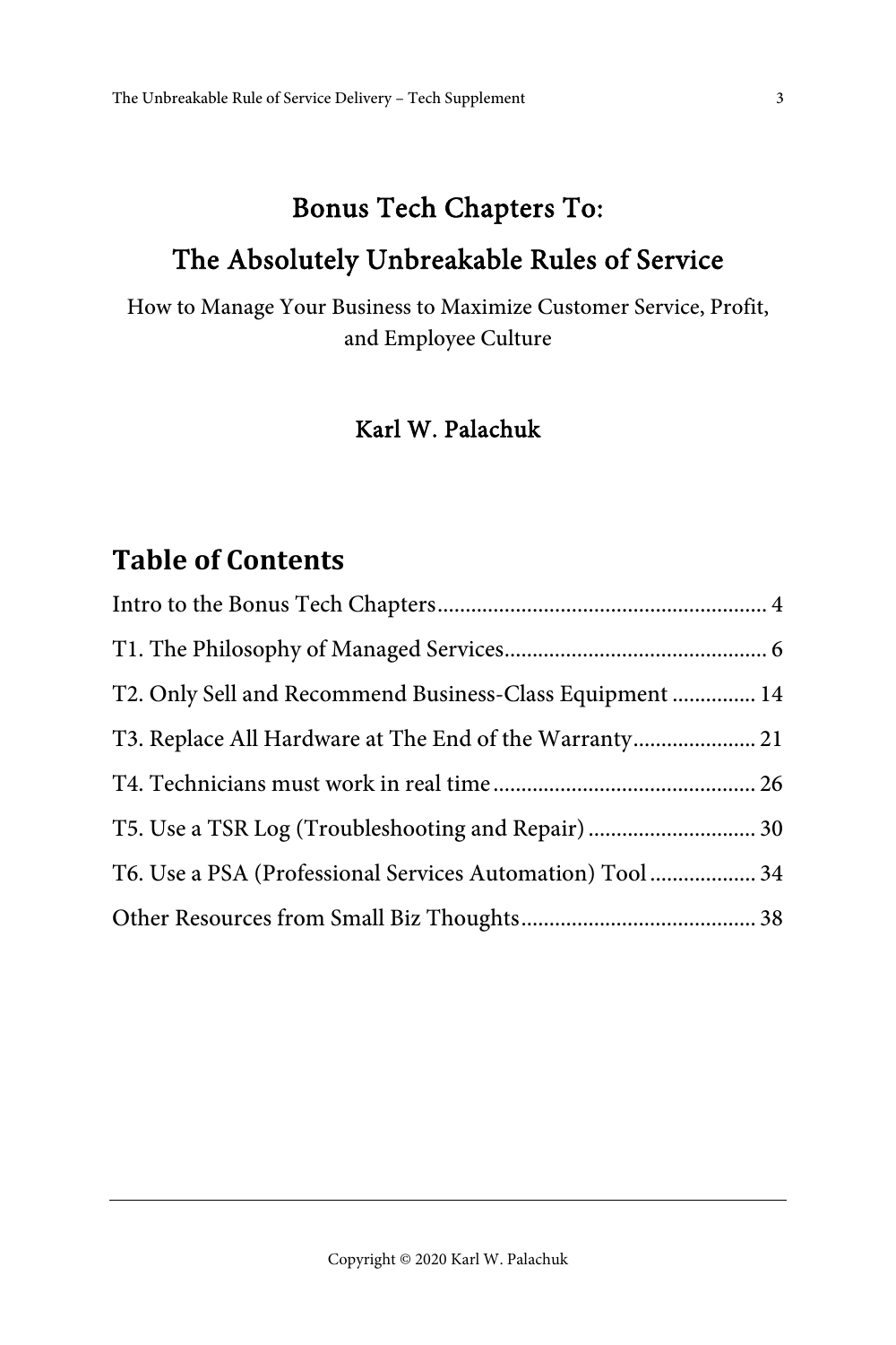# Bonus Tech Chapters To:

# The Absolutely Unbreakable Rules of Service

How to Manage Your Business to Maximize Customer Service, Profit, and Employee Culture

**Karl W. Palachuk**

## Table of Contents

Intro to the Bonus Tech Chapters .......... 4

T1. The Philosophy of Managed Services .......... 6

T2. Only Sell and Recommend Business-Class Equipment .......... 14

T3. Replace All Hardware at The End of the Warranty .......... 21

T4. Technicians must work in real time .......... 26

T5. Use a TSR Log (Troubleshooting and Repair) .......... 30

T6. Use a PSA (Professional Services Automation) Tool .......... 34

Other Resources from Small Biz Thoughts .......... 38

Copyright © 2020 Karl W. Palachuk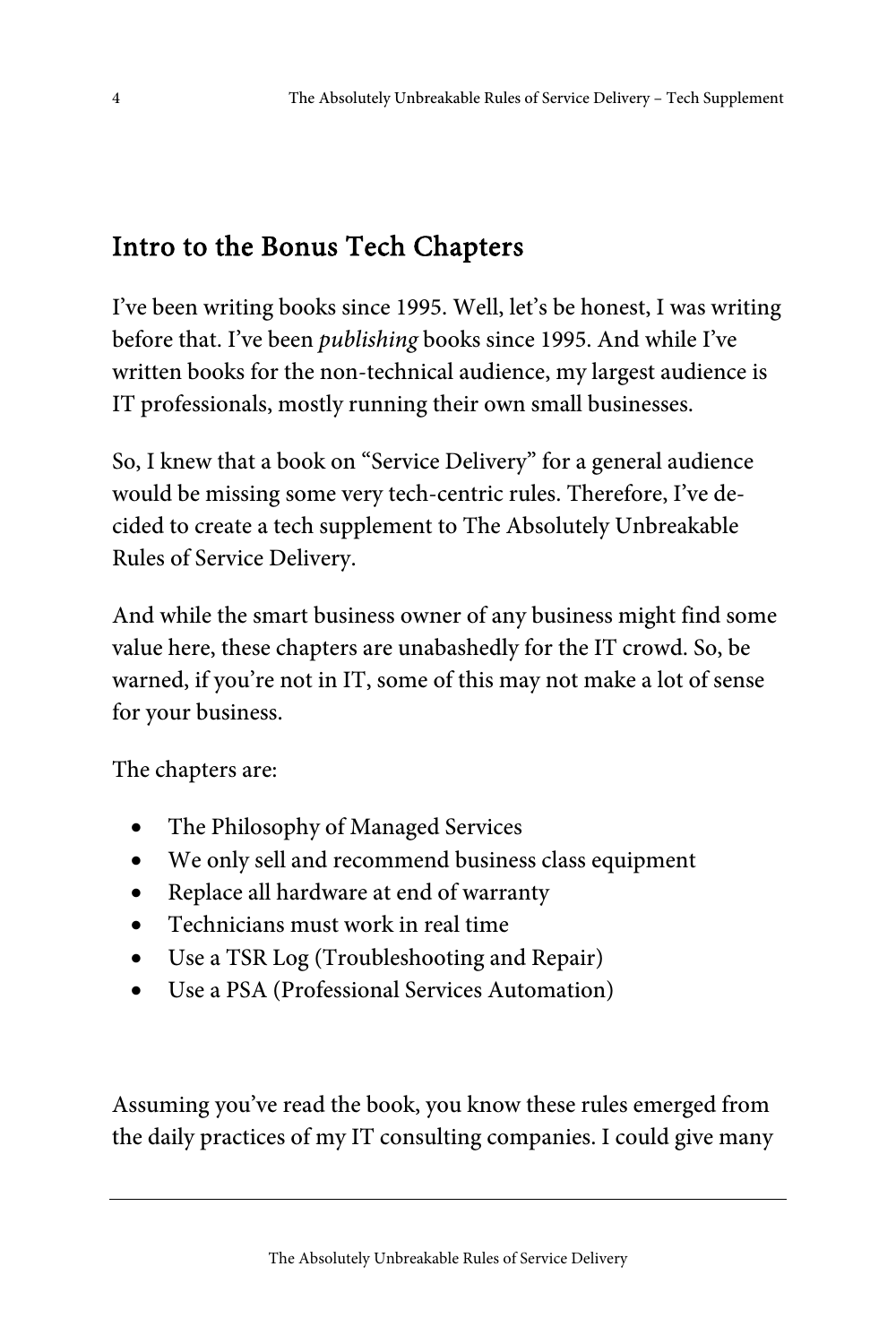## Intro to the Bonus Tech Chapters

I've been writing books since 1995. Well, let's be honest, I was writing before that. I've been *publishing* books since 1995. And while I've written books for the non-technical audience, my largest audience is IT professionals, mostly running their own small businesses.

So, I knew that a book on "Service Delivery" for a general audience would be missing some very tech-centric rules. Therefore, I've decided to create a tech supplement to The Absolutely Unbreakable Rules of Service Delivery.

And while the smart business owner of any business might find some value here, these chapters are unabashedly for the IT crowd. So, be warned, if you're not in IT, some of this may not make a lot of sense for your business.

The chapters are:

- The Philosophy of Managed Services
- We only sell and recommend business class equipment
- Replace all hardware at end of warranty
- Technicians must work in real time
- Use a TSR Log (Troubleshooting and Repair)
- Use a PSA (Professional Services Automation)

Assuming you've read the book, you know these rules emerged from the daily practices of my IT consulting companies. I could give many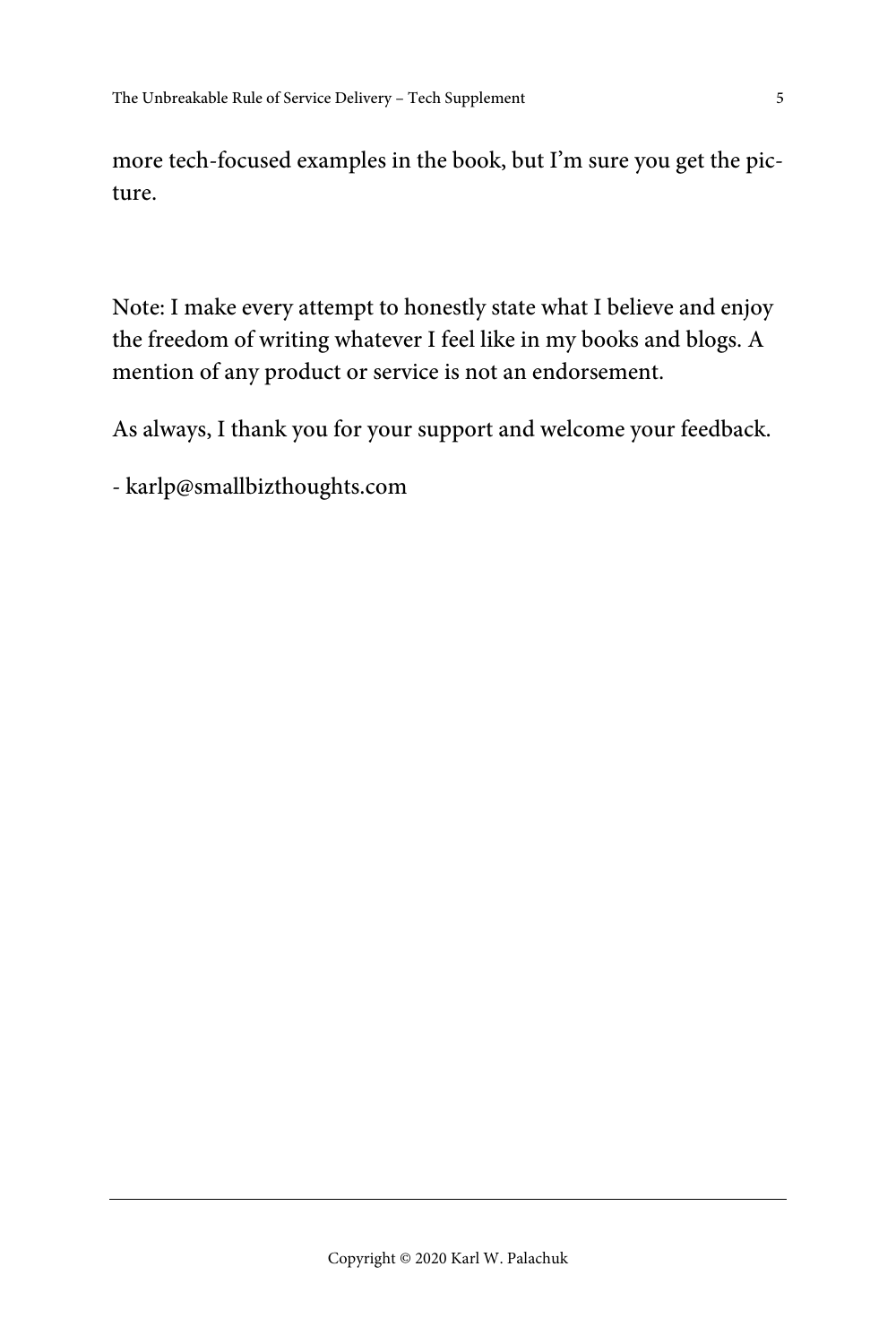more tech-focused examples in the book, but I'm sure you get the picture.

Note: I make every attempt to honestly state what I believe and enjoy the freedom of writing whatever I feel like in my books and blogs. A mention of any product or service is not an endorsement.

As always, I thank you for your support and welcome your feedback.

- karlp@smallbizthoughts.com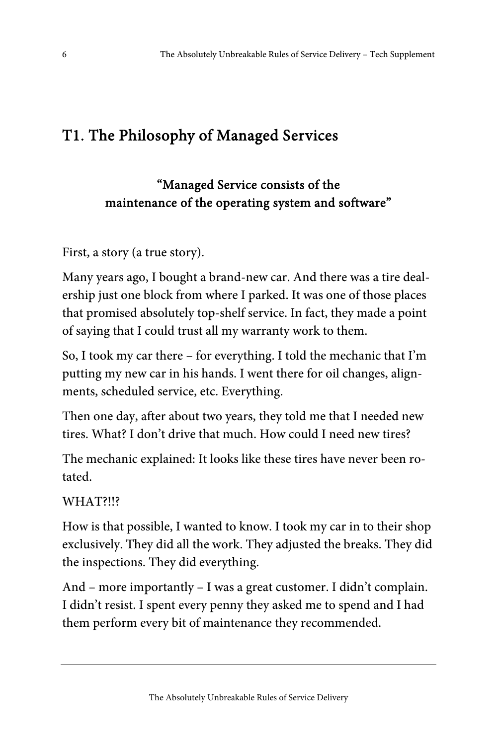## T1. The Philosophy of Managed Services

**"Managed Service consists of the maintenance of the operating system and software"**

First, a story (a true story).

Many years ago, I bought a brand-new car. And there was a tire dealership just one block from where I parked. It was one of those places that promised absolutely top-shelf service. In fact, they made a point of saying that I could trust all my warranty work to them.

So, I took my car there – for everything. I told the mechanic that I'm putting my new car in his hands. I went there for oil changes, alignments, scheduled service, etc. Everything.

Then one day, after about two years, they told me that I needed new tires. What? I don't drive that much. How could I need new tires?

The mechanic explained: It looks like these tires have never been rotated.

WHAT?!!?

How is that possible, I wanted to know. I took my car in to their shop exclusively. They did all the work. They adjusted the breaks. They did the inspections. They did everything.

And – more importantly – I was a great customer. I didn't complain. I didn't resist. I spent every penny they asked me to spend and I had them perform every bit of maintenance they recommended.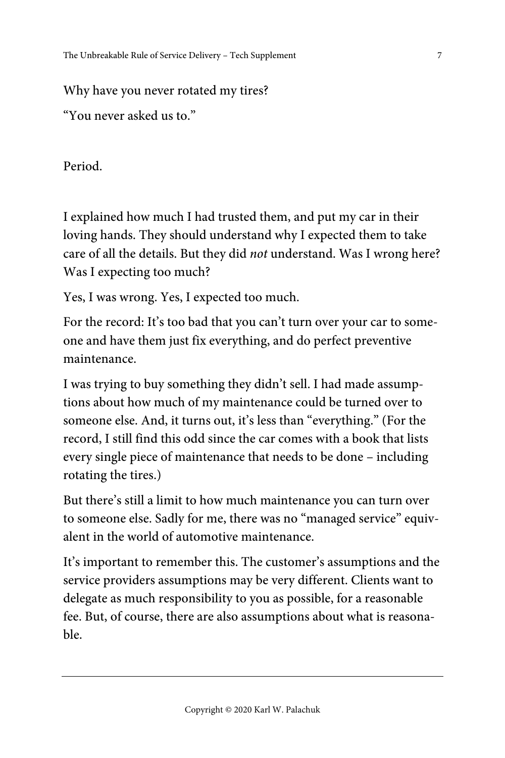Why have you never rotated my tires?

"You never asked us to."

Period.

I explained how much I had trusted them, and put my car in their loving hands. They should understand why I expected them to take care of all the details. But they did *not* understand. Was I wrong here? Was I expecting too much?

Yes, I was wrong. Yes, I expected too much.

For the record: It's too bad that you can't turn over your car to someone and have them just fix everything, and do perfect preventive maintenance.

I was trying to buy something they didn't sell. I had made assumptions about how much of my maintenance could be turned over to someone else. And, it turns out, it's less than "everything." (For the record, I still find this odd since the car comes with a book that lists every single piece of maintenance that needs to be done – including rotating the tires.)

But there's still a limit to how much maintenance you can turn over to someone else. Sadly for me, there was no "managed service" equivalent in the world of automotive maintenance.

It's important to remember this. The customer's assumptions and the service providers assumptions may be very different. Clients want to delegate as much responsibility to you as possible, for a reasonable fee. But, of course, there are also assumptions about what is reasonable.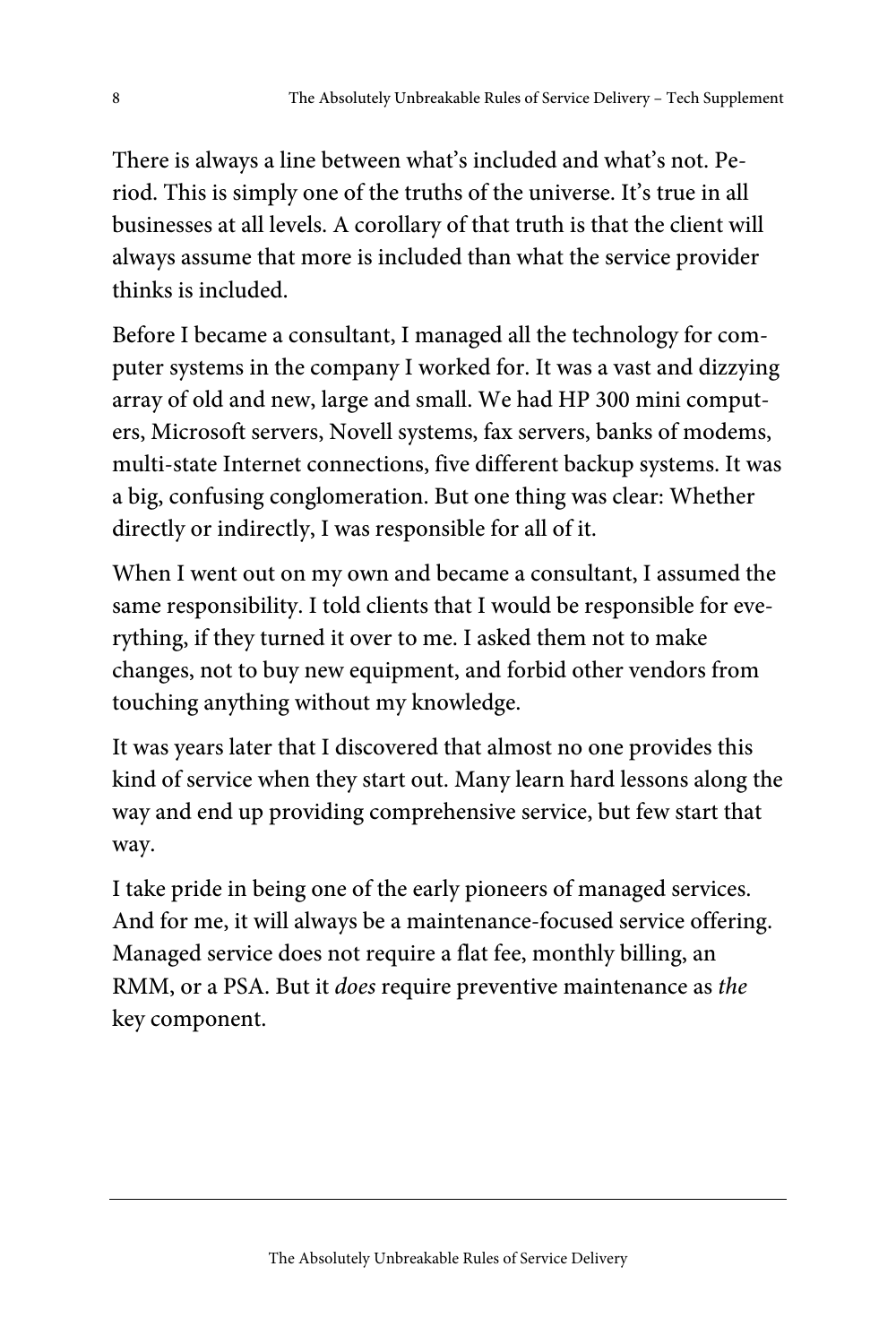There is always a line between what's included and what's not. Period. This is simply one of the truths of the universe. It's true in all businesses at all levels. A corollary of that truth is that the client will always assume that more is included than what the service provider thinks is included.

Before I became a consultant, I managed all the technology for computer systems in the company I worked for. It was a vast and dizzying array of old and new, large and small. We had HP 300 mini computers, Microsoft servers, Novell systems, fax servers, banks of modems, multi-state Internet connections, five different backup systems. It was a big, confusing conglomeration. But one thing was clear: Whether directly or indirectly, I was responsible for all of it.

When I went out on my own and became a consultant, I assumed the same responsibility. I told clients that I would be responsible for everything, if they turned it over to me. I asked them not to make changes, not to buy new equipment, and forbid other vendors from touching anything without my knowledge.

It was years later that I discovered that almost no one provides this kind of service when they start out. Many learn hard lessons along the way and end up providing comprehensive service, but few start that way.

I take pride in being one of the early pioneers of managed services. And for me, it will always be a maintenance-focused service offering. Managed service does not require a flat fee, monthly billing, an RMM, or a PSA. But it *does* require preventive maintenance as *the* key component.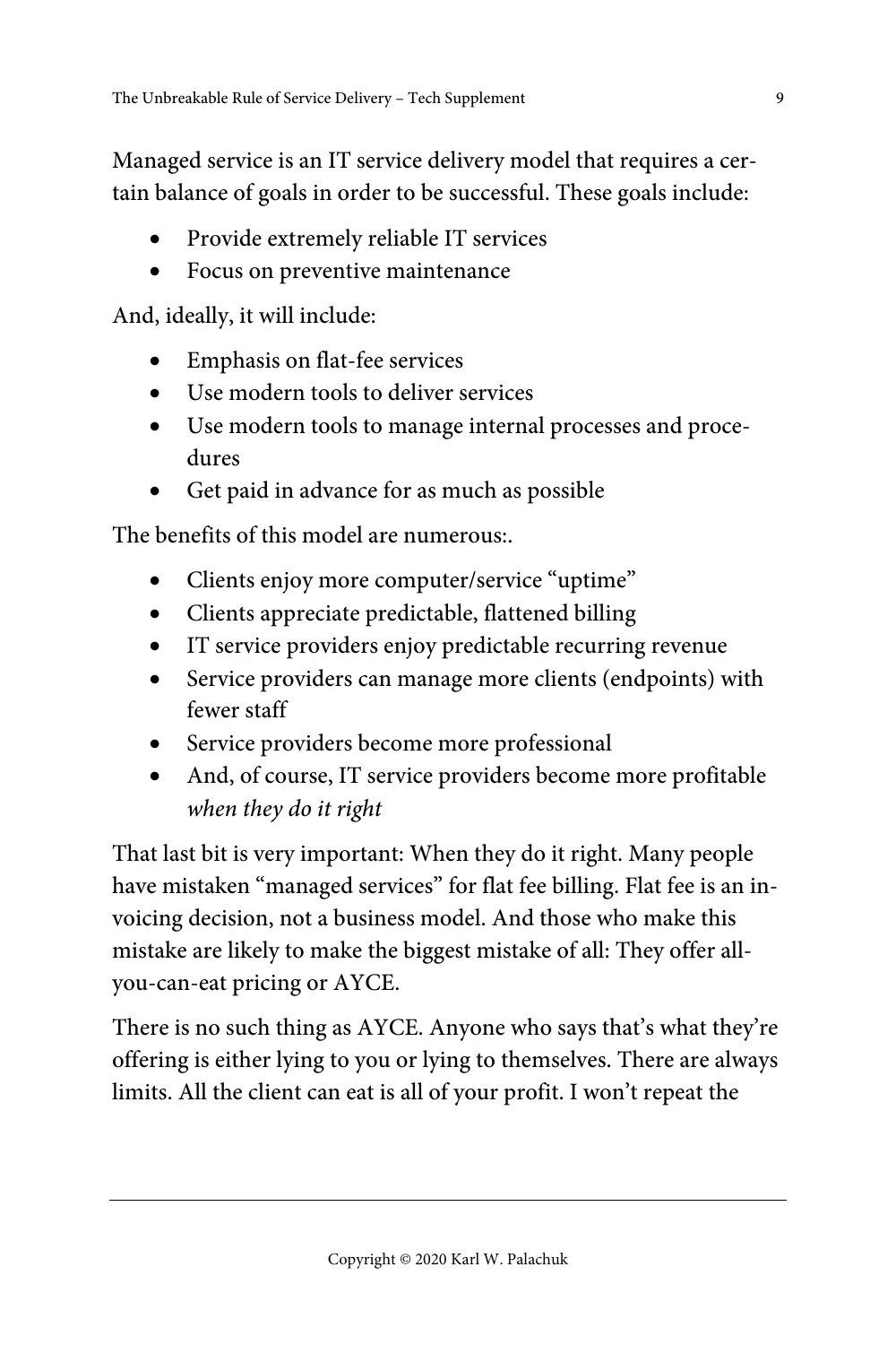Managed service is an IT service delivery model that requires a certain balance of goals in order to be successful. These goals include:

- Provide extremely reliable IT services
- Focus on preventive maintenance

And, ideally, it will include:

- Emphasis on flat-fee services
- Use modern tools to deliver services
- Use modern tools to manage internal processes and procedures
- Get paid in advance for as much as possible

The benefits of this model are numerous:.

- Clients enjoy more computer/service "uptime"
- Clients appreciate predictable, flattened billing
- IT service providers enjoy predictable recurring revenue
- Service providers can manage more clients (endpoints) with fewer staff
- Service providers become more professional
- And, of course, IT service providers become more profitable *when they do it right*

That last bit is very important: When they do it right. Many people have mistaken "managed services" for flat fee billing. Flat fee is an invoicing decision, not a business model. And those who make this mistake are likely to make the biggest mistake of all: They offer all-you-can-eat pricing or AYCE.

There is no such thing as AYCE. Anyone who says that's what they're offering is either lying to you or lying to themselves. There are always limits. All the client can eat is all of your profit. I won't repeat the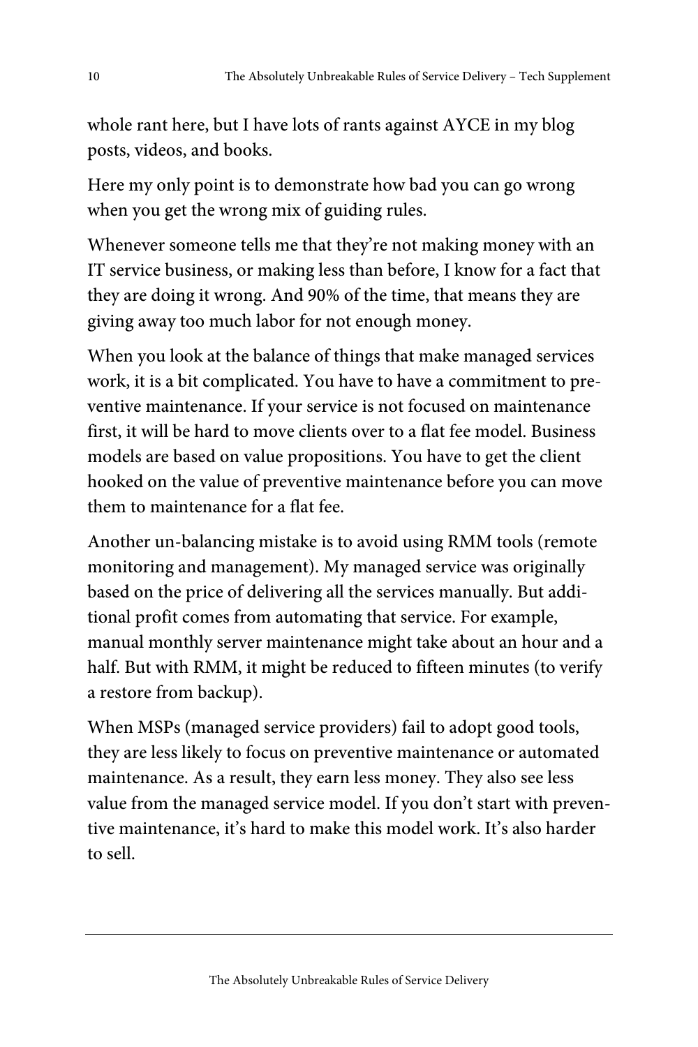whole rant here, but I have lots of rants against AYCE in my blog posts, videos, and books.

Here my only point is to demonstrate how bad you can go wrong when you get the wrong mix of guiding rules.

Whenever someone tells me that they're not making money with an IT service business, or making less than before, I know for a fact that they are doing it wrong. And 90% of the time, that means they are giving away too much labor for not enough money.

When you look at the balance of things that make managed services work, it is a bit complicated. You have to have a commitment to preventive maintenance. If your service is not focused on maintenance first, it will be hard to move clients over to a flat fee model. Business models are based on value propositions. You have to get the client hooked on the value of preventive maintenance before you can move them to maintenance for a flat fee.

Another un-balancing mistake is to avoid using RMM tools (remote monitoring and management). My managed service was originally based on the price of delivering all the services manually. But additional profit comes from automating that service. For example, manual monthly server maintenance might take about an hour and a half. But with RMM, it might be reduced to fifteen minutes (to verify a restore from backup).

When MSPs (managed service providers) fail to adopt good tools, they are less likely to focus on preventive maintenance or automated maintenance. As a result, they earn less money. They also see less value from the managed service model. If you don't start with preventive maintenance, it's hard to make this model work. It's also harder to sell.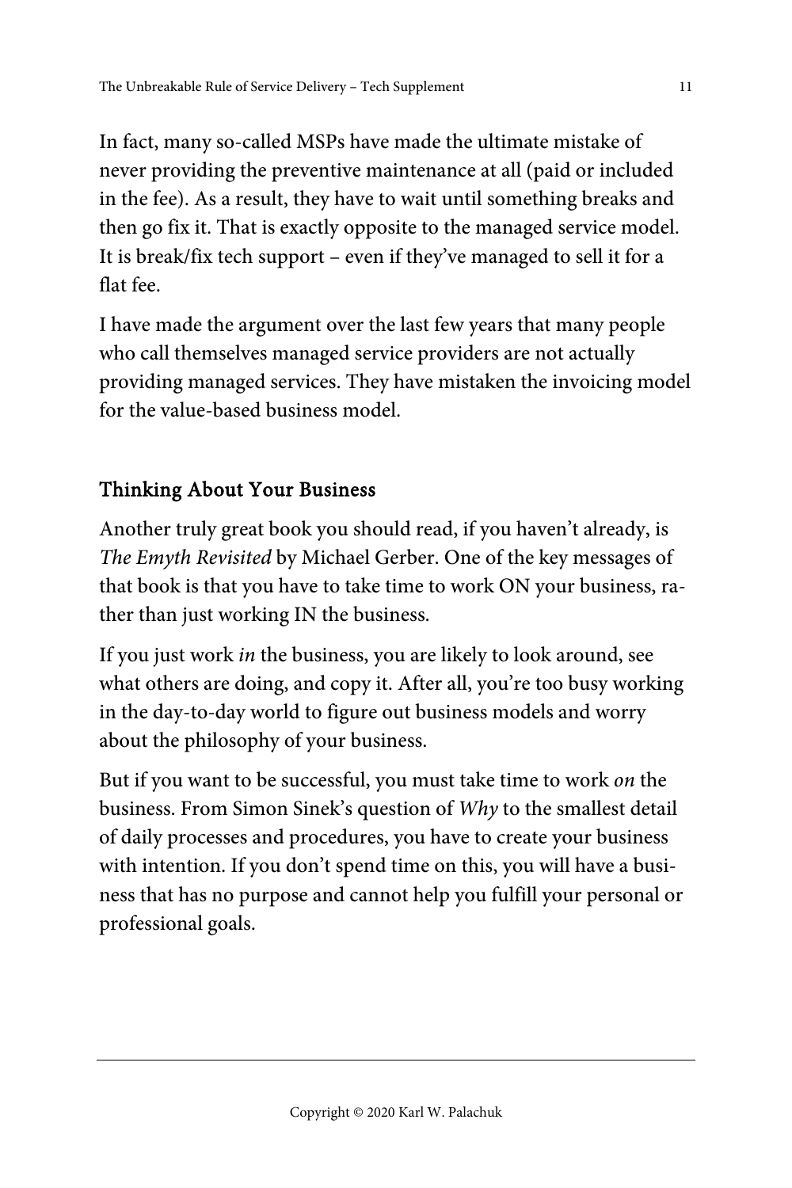In fact, many so-called MSPs have made the ultimate mistake of never providing the preventive maintenance at all (paid or included in the fee). As a result, they have to wait until something breaks and then go fix it. That is exactly opposite to the managed service model. It is break/fix tech support – even if they've managed to sell it for a flat fee.

I have made the argument over the last few years that many people who call themselves managed service providers are not actually providing managed services. They have mistaken the invoicing model for the value-based business model.

## Thinking About Your Business

Another truly great book you should read, if you haven't already, is *The Emyth Revisited* by Michael Gerber. One of the key messages of that book is that you have to take time to work ON your business, rather than just working IN the business.

If you just work *in* the business, you are likely to look around, see what others are doing, and copy it. After all, you're too busy working in the day-to-day world to figure out business models and worry about the philosophy of your business.

But if you want to be successful, you must take time to work *on* the business. From Simon Sinek's question of *Why* to the smallest detail of daily processes and procedures, you have to create your business with intention. If you don't spend time on this, you will have a business that has no purpose and cannot help you fulfill your personal or professional goals.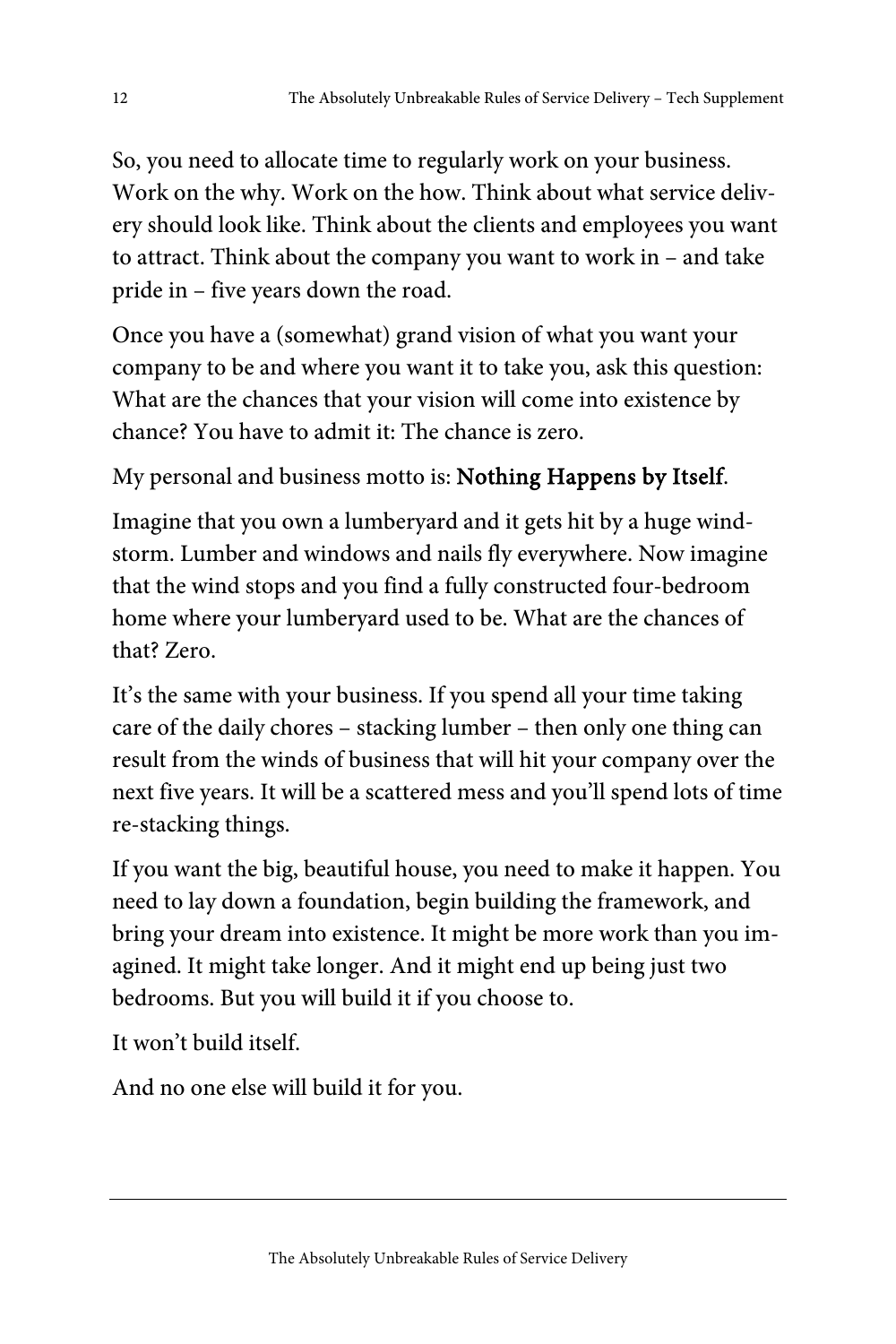So, you need to allocate time to regularly work on your business. Work on the why. Work on the how. Think about what service delivery should look like. Think about the clients and employees you want to attract. Think about the company you want to work in – and take pride in – five years down the road.

Once you have a (somewhat) grand vision of what you want your company to be and where you want it to take you, ask this question: What are the chances that your vision will come into existence by chance? You have to admit it: The chance is zero.

My personal and business motto is: **Nothing Happens by Itself**.

Imagine that you own a lumberyard and it gets hit by a huge windstorm. Lumber and windows and nails fly everywhere. Now imagine that the wind stops and you find a fully constructed four-bedroom home where your lumberyard used to be. What are the chances of that? Zero.

It's the same with your business. If you spend all your time taking care of the daily chores – stacking lumber – then only one thing can result from the winds of business that will hit your company over the next five years. It will be a scattered mess and you'll spend lots of time re-stacking things.

If you want the big, beautiful house, you need to make it happen. You need to lay down a foundation, begin building the framework, and bring your dream into existence. It might be more work than you imagined. It might take longer. And it might end up being just two bedrooms. But you will build it if you choose to.

It won't build itself.

And no one else will build it for you.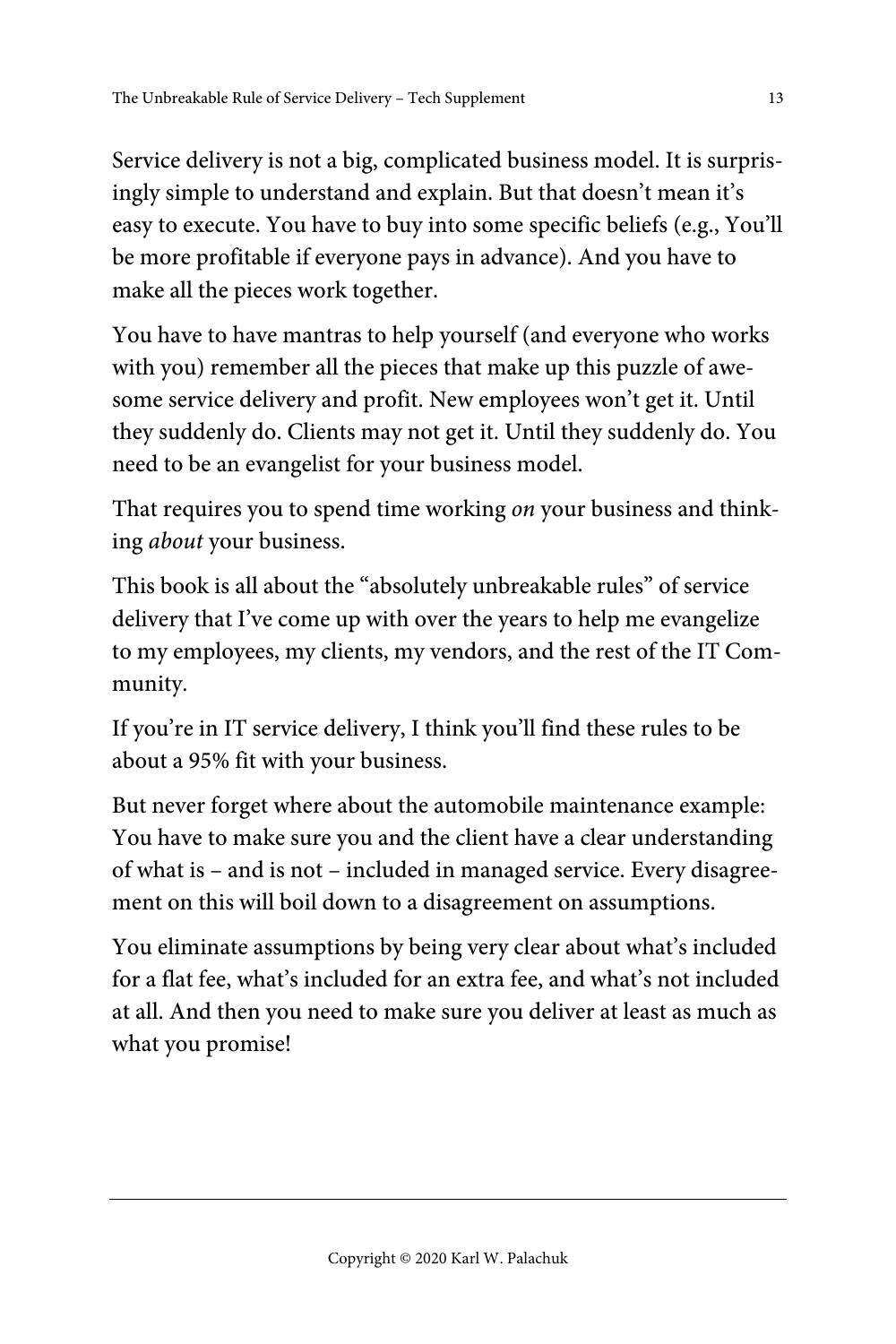Service delivery is not a big, complicated business model. It is surprisingly simple to understand and explain. But that doesn't mean it's easy to execute. You have to buy into some specific beliefs (e.g., You'll be more profitable if everyone pays in advance). And you have to make all the pieces work together.

You have to have mantras to help yourself (and everyone who works with you) remember all the pieces that make up this puzzle of awesome service delivery and profit. New employees won't get it. Until they suddenly do. Clients may not get it. Until they suddenly do. You need to be an evangelist for your business model.

That requires you to spend time working *on* your business and thinking *about* your business.

This book is all about the "absolutely unbreakable rules" of service delivery that I've come up with over the years to help me evangelize to my employees, my clients, my vendors, and the rest of the IT Community.

If you're in IT service delivery, I think you'll find these rules to be about a 95% fit with your business.

But never forget where about the automobile maintenance example: You have to make sure you and the client have a clear understanding of what is – and is not – included in managed service. Every disagreement on this will boil down to a disagreement on assumptions.

You eliminate assumptions by being very clear about what's included for a flat fee, what's included for an extra fee, and what's not included at all. And then you need to make sure you deliver at least as much as what you promise!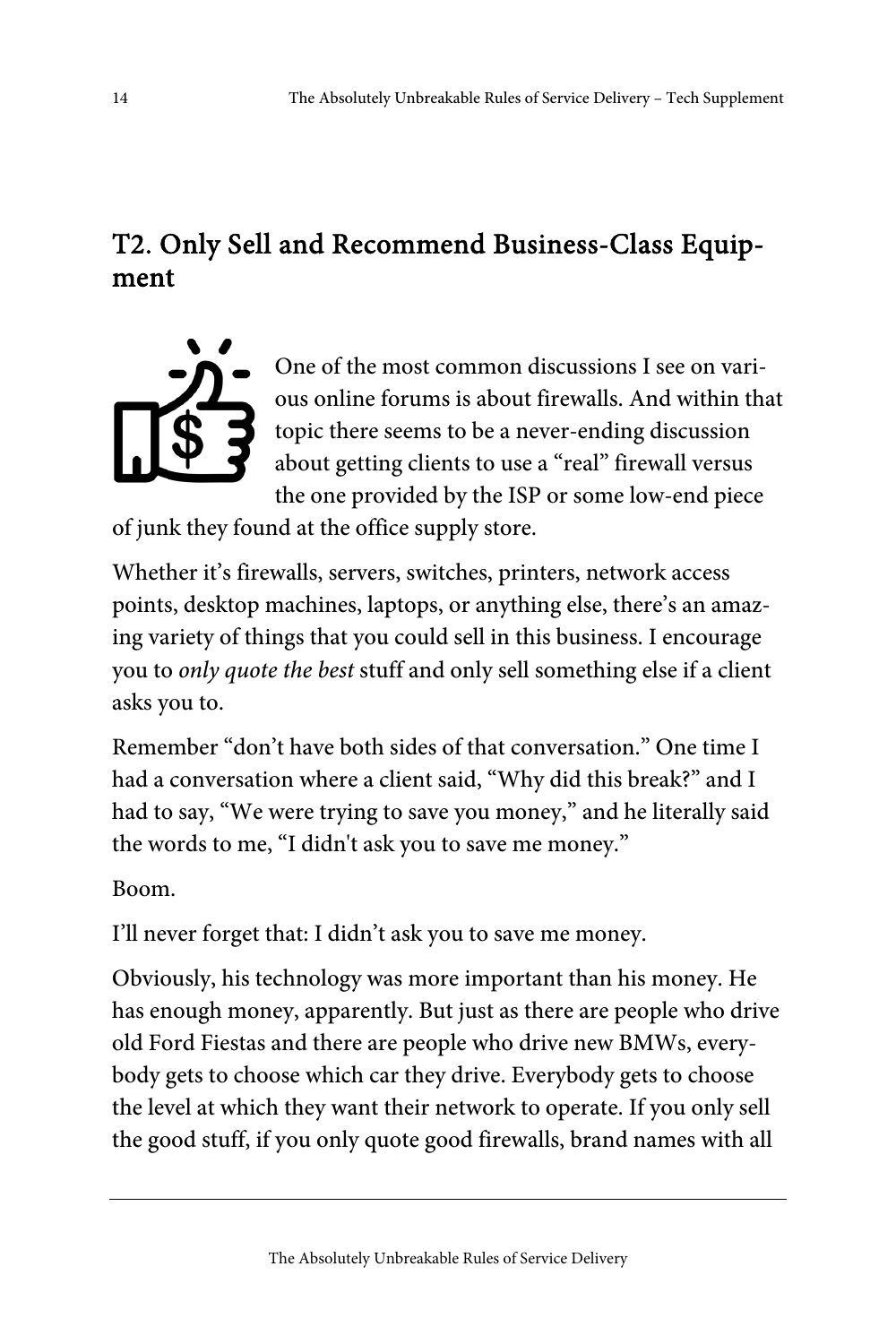## T2. Only Sell and Recommend Business-Class Equipment

One of the most common discussions I see on various online forums is about firewalls. And within that topic there seems to be a never-ending discussion about getting clients to use a "real" firewall versus the one provided by the ISP or some low-end piece of junk they found at the office supply store.

Whether it's firewalls, servers, switches, printers, network access points, desktop machines, laptops, or anything else, there's an amazing variety of things that you could sell in this business. I encourage you to *only quote the best* stuff and only sell something else if a client asks you to.

Remember "don't have both sides of that conversation." One time I had a conversation where a client said, "Why did this break?" and I had to say, "We were trying to save you money," and he literally said the words to me, "I didn't ask you to save me money."

Boom.

I'll never forget that: I didn't ask you to save me money.

Obviously, his technology was more important than his money. He has enough money, apparently. But just as there are people who drive old Ford Fiestas and there are people who drive new BMWs, everybody gets to choose which car they drive. Everybody gets to choose the level at which they want their network to operate. If you only sell the good stuff, if you only quote good firewalls, brand names with all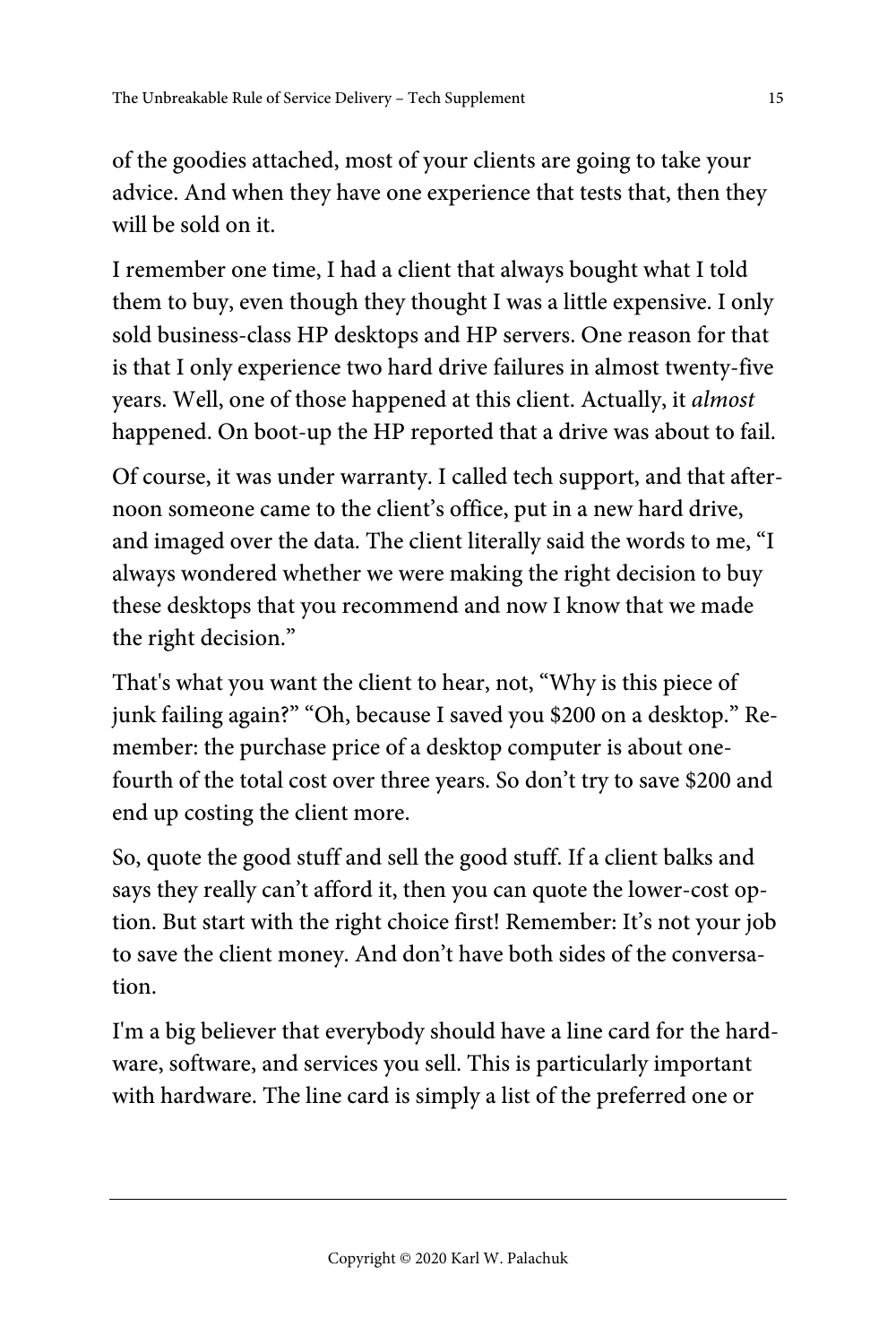of the goodies attached, most of your clients are going to take your advice. And when they have one experience that tests that, then they will be sold on it.

I remember one time, I had a client that always bought what I told them to buy, even though they thought I was a little expensive. I only sold business-class HP desktops and HP servers. One reason for that is that I only experience two hard drive failures in almost twenty-five years. Well, one of those happened at this client. Actually, it *almost* happened. On boot-up the HP reported that a drive was about to fail.

Of course, it was under warranty. I called tech support, and that afternoon someone came to the client's office, put in a new hard drive, and imaged over the data. The client literally said the words to me, "I always wondered whether we were making the right decision to buy these desktops that you recommend and now I know that we made the right decision."

That's what you want the client to hear, not, "Why is this piece of junk failing again?" "Oh, because I saved you $200 on a desktop." Remember: the purchase price of a desktop computer is about one-fourth of the total cost over three years. So don't try to save $200 and end up costing the client more.

So, quote the good stuff and sell the good stuff. If a client balks and says they really can't afford it, then you can quote the lower-cost option. But start with the right choice first! Remember: It's not your job to save the client money. And don't have both sides of the conversation.

I'm a big believer that everybody should have a line card for the hardware, software, and services you sell. This is particularly important with hardware. The line card is simply a list of the preferred one or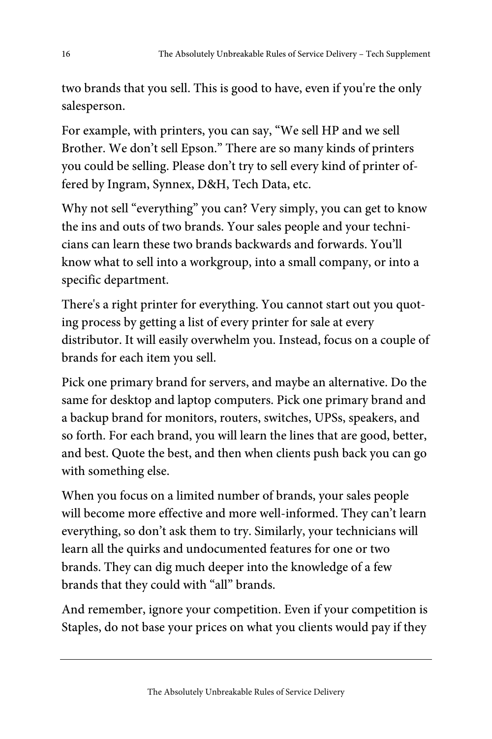two brands that you sell. This is good to have, even if you're the only salesperson.

For example, with printers, you can say, “We sell HP and we sell Brother. We don’t sell Epson.” There are so many kinds of printers you could be selling. Please don’t try to sell every kind of printer offered by Ingram, Synnex, D&H, Tech Data, etc.

Why not sell “everything” you can? Very simply, you can get to know the ins and outs of two brands. Your sales people and your technicians can learn these two brands backwards and forwards. You’ll know what to sell into a workgroup, into a small company, or into a specific department.

There's a right printer for everything. You cannot start out you quoting process by getting a list of every printer for sale at every distributor. It will easily overwhelm you. Instead, focus on a couple of brands for each item you sell.

Pick one primary brand for servers, and maybe an alternative. Do the same for desktop and laptop computers. Pick one primary brand and a backup brand for monitors, routers, switches, UPSs, speakers, and so forth. For each brand, you will learn the lines that are good, better, and best. Quote the best, and then when clients push back you can go with something else.

When you focus on a limited number of brands, your sales people will become more effective and more well-informed. They can’t learn everything, so don’t ask them to try. Similarly, your technicians will learn all the quirks and undocumented features for one or two brands. They can dig much deeper into the knowledge of a few brands that they could with “all” brands.

And remember, ignore your competition. Even if your competition is Staples, do not base your prices on what you clients would pay if they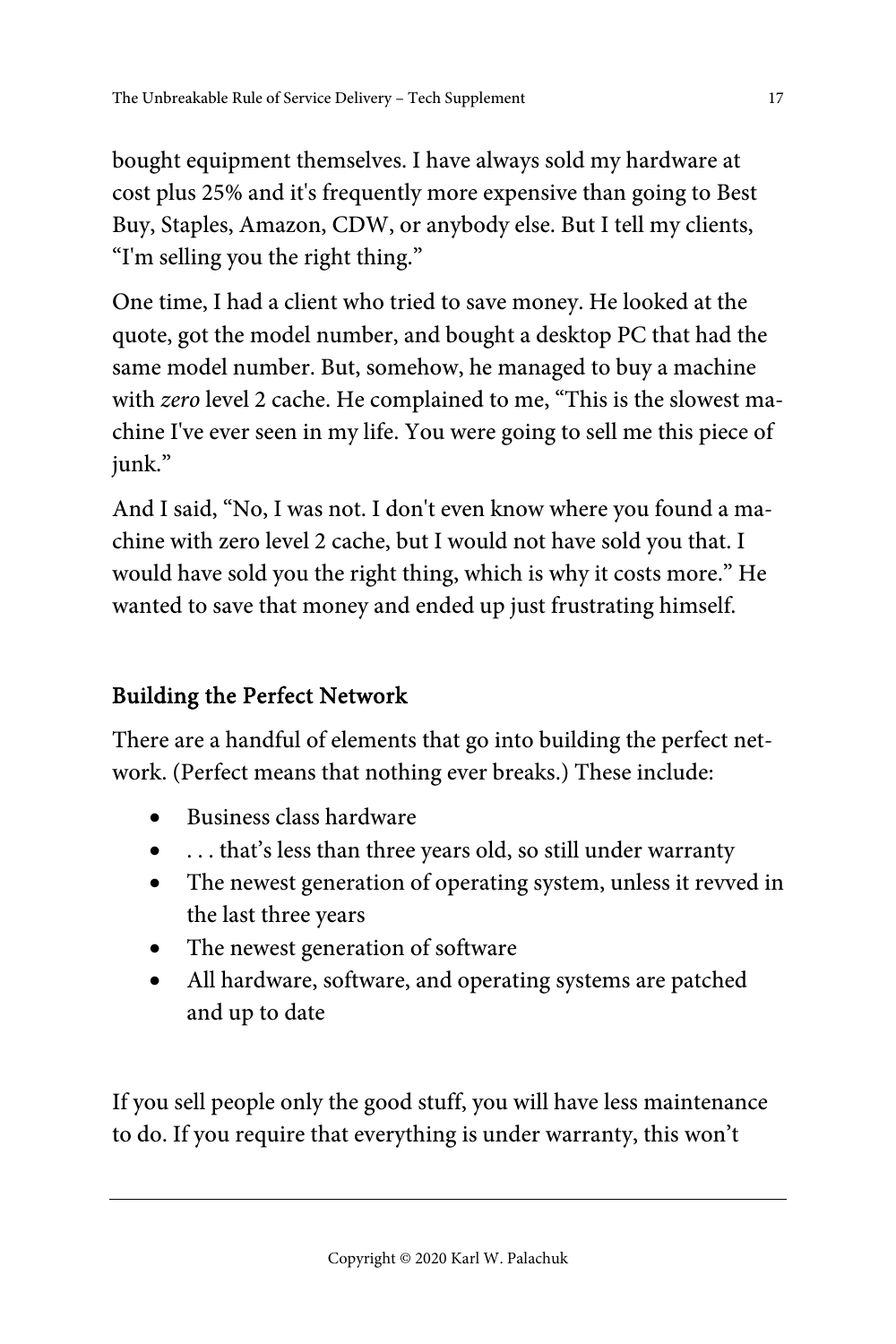bought equipment themselves. I have always sold my hardware at cost plus 25% and it's frequently more expensive than going to Best Buy, Staples, Amazon, CDW, or anybody else. But I tell my clients, "I'm selling you the right thing."

One time, I had a client who tried to save money. He looked at the quote, got the model number, and bought a desktop PC that had the same model number. But, somehow, he managed to buy a machine with *zero* level 2 cache. He complained to me, "This is the slowest machine I've ever seen in my life. You were going to sell me this piece of junk."

And I said, "No, I was not. I don't even know where you found a machine with zero level 2 cache, but I would not have sold you that. I would have sold you the right thing, which is why it costs more." He wanted to save that money and ended up just frustrating himself.

### Building the Perfect Network

There are a handful of elements that go into building the perfect network. (Perfect means that nothing ever breaks.) These include:

- Business class hardware
- . . . that's less than three years old, so still under warranty
- The newest generation of operating system, unless it revved in the last three years
- The newest generation of software
- All hardware, software, and operating systems are patched and up to date

If you sell people only the good stuff, you will have less maintenance to do. If you require that everything is under warranty, this won't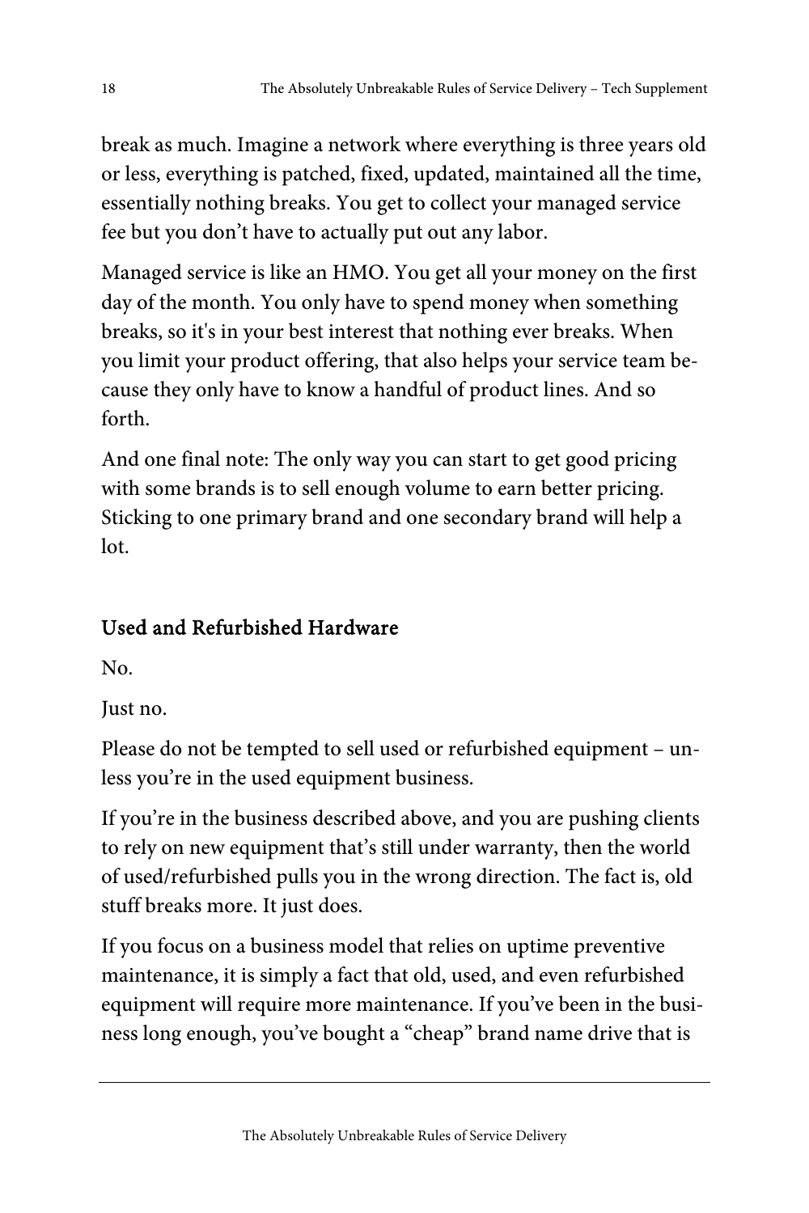break as much. Imagine a network where everything is three years old or less, everything is patched, fixed, updated, maintained all the time, essentially nothing breaks. You get to collect your managed service fee but you don't have to actually put out any labor.

Managed service is like an HMO. You get all your money on the first day of the month. You only have to spend money when something breaks, so it's in your best interest that nothing ever breaks. When you limit your product offering, that also helps your service team because they only have to know a handful of product lines. And so forth.

And one final note: The only way you can start to get good pricing with some brands is to sell enough volume to earn better pricing. Sticking to one primary brand and one secondary brand will help a lot.

## Used and Refurbished Hardware

No.

Just no.

Please do not be tempted to sell used or refurbished equipment – unless you're in the used equipment business.

If you're in the business described above, and you are pushing clients to rely on new equipment that's still under warranty, then the world of used/refurbished pulls you in the wrong direction. The fact is, old stuff breaks more. It just does.

If you focus on a business model that relies on uptime preventive maintenance, it is simply a fact that old, used, and even refurbished equipment will require more maintenance. If you've been in the business long enough, you've bought a "cheap" brand name drive that is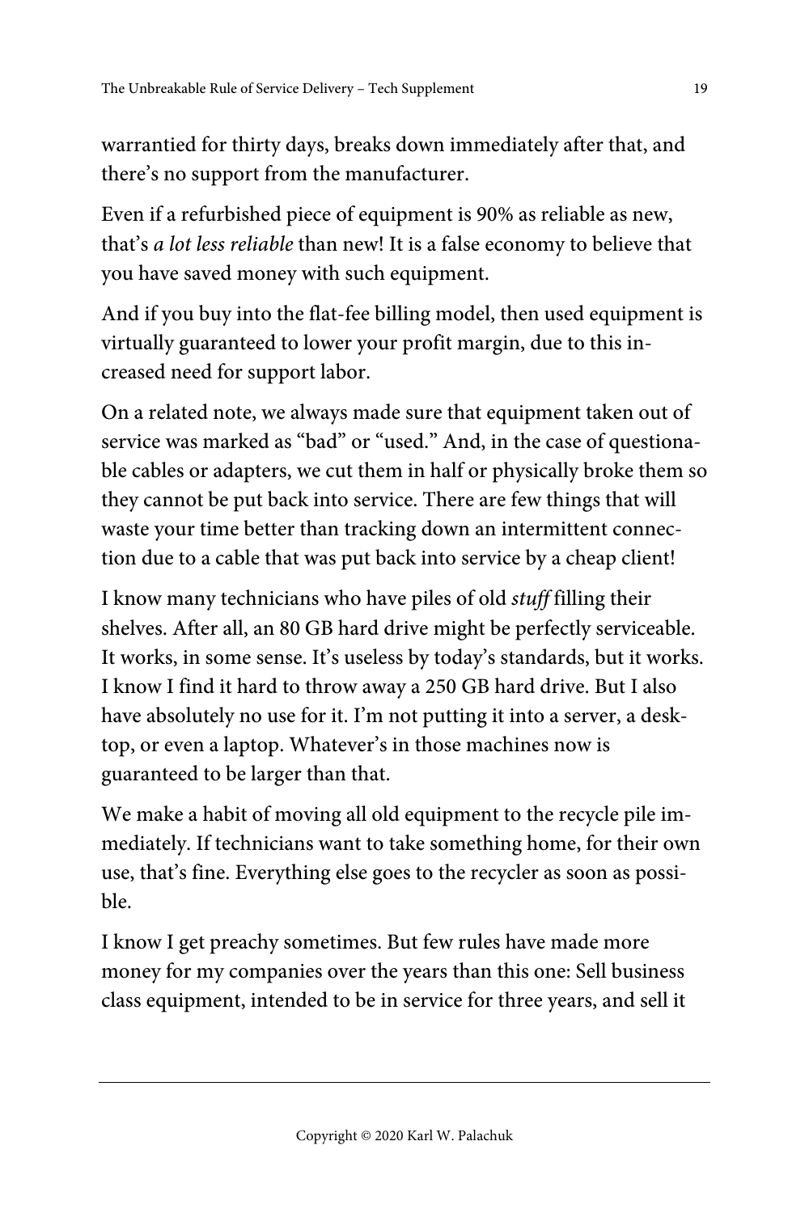warrantied for thirty days, breaks down immediately after that, and there's no support from the manufacturer.

Even if a refurbished piece of equipment is 90% as reliable as new, that's *a lot less reliable* than new! It is a false economy to believe that you have saved money with such equipment.

And if you buy into the flat-fee billing model, then used equipment is virtually guaranteed to lower your profit margin, due to this increased need for support labor.

On a related note, we always made sure that equipment taken out of service was marked as "bad" or "used." And, in the case of questionable cables or adapters, we cut them in half or physically broke them so they cannot be put back into service. There are few things that will waste your time better than tracking down an intermittent connection due to a cable that was put back into service by a cheap client!

I know many technicians who have piles of old *stuff* filling their shelves. After all, an 80 GB hard drive might be perfectly serviceable. It works, in some sense. It's useless by today's standards, but it works. I know I find it hard to throw away a 250 GB hard drive. But I also have absolutely no use for it. I'm not putting it into a server, a desktop, or even a laptop. Whatever's in those machines now is guaranteed to be larger than that.

We make a habit of moving all old equipment to the recycle pile immediately. If technicians want to take something home, for their own use, that's fine. Everything else goes to the recycler as soon as possible.

I know I get preachy sometimes. But few rules have made more money for my companies over the years than this one: Sell business class equipment, intended to be in service for three years, and sell it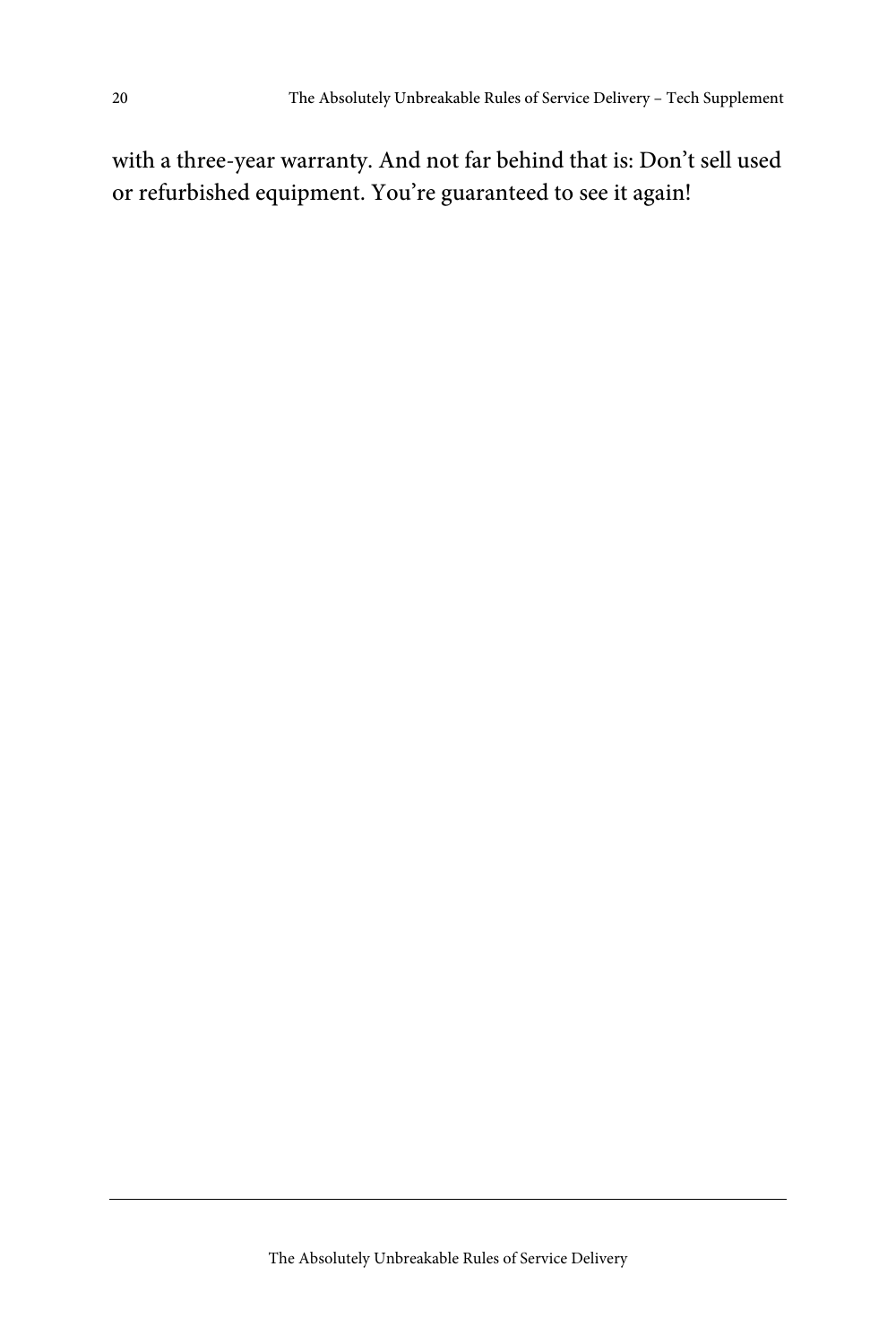with a three-year warranty. And not far behind that is: Don't sell used or refurbished equipment. You're guaranteed to see it again!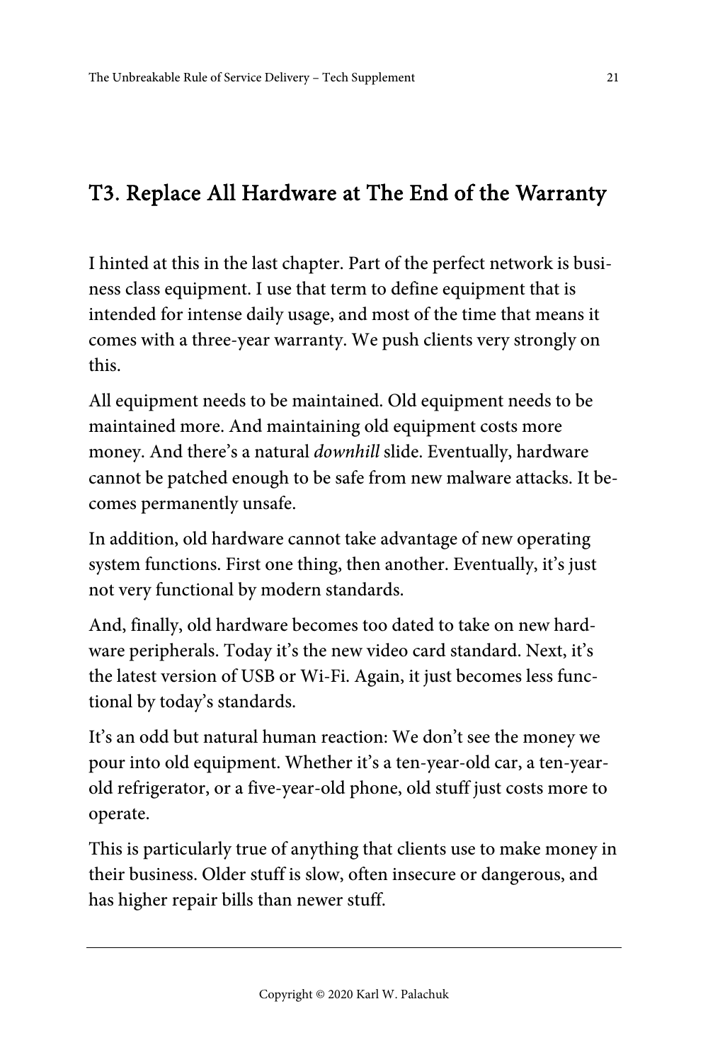## T3. Replace All Hardware at The End of the Warranty

I hinted at this in the last chapter. Part of the perfect network is business class equipment. I use that term to define equipment that is intended for intense daily usage, and most of the time that means it comes with a three-year warranty. We push clients very strongly on this.

All equipment needs to be maintained. Old equipment needs to be maintained more. And maintaining old equipment costs more money. And there's a natural *downhill* slide. Eventually, hardware cannot be patched enough to be safe from new malware attacks. It becomes permanently unsafe.

In addition, old hardware cannot take advantage of new operating system functions. First one thing, then another. Eventually, it's just not very functional by modern standards.

And, finally, old hardware becomes too dated to take on new hardware peripherals. Today it's the new video card standard. Next, it's the latest version of USB or Wi-Fi. Again, it just becomes less functional by today's standards.

It's an odd but natural human reaction: We don't see the money we pour into old equipment. Whether it's a ten-year-old car, a ten-year-old refrigerator, or a five-year-old phone, old stuff just costs more to operate.

This is particularly true of anything that clients use to make money in their business. Older stuff is slow, often insecure or dangerous, and has higher repair bills than newer stuff.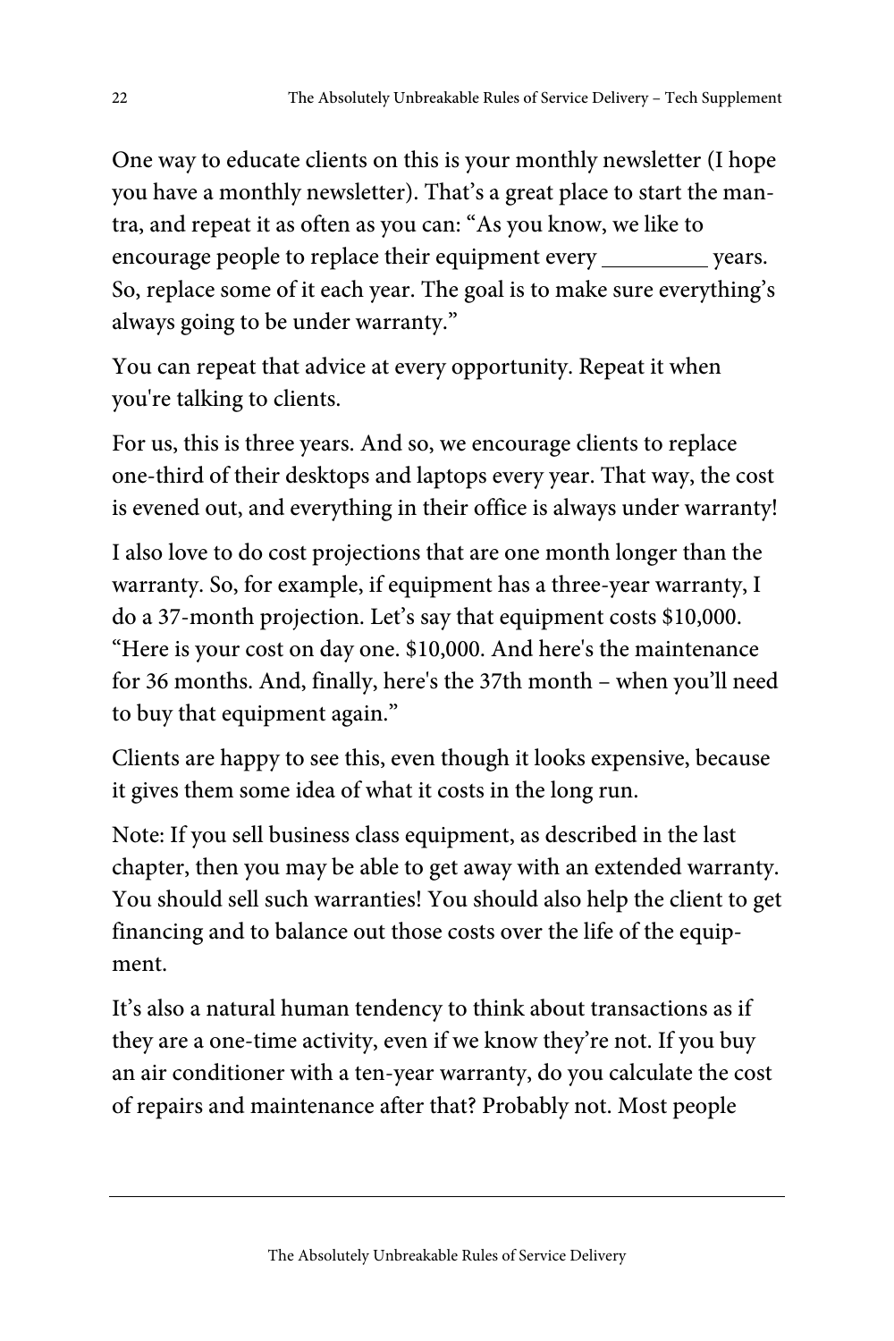One way to educate clients on this is your monthly newsletter (I hope you have a monthly newsletter). That's a great place to start the mantra, and repeat it as often as you can: "As you know, we like to encourage people to replace their equipment every _________ years. So, replace some of it each year. The goal is to make sure everything's always going to be under warranty."

You can repeat that advice at every opportunity. Repeat it when you're talking to clients.

For us, this is three years. And so, we encourage clients to replace one-third of their desktops and laptops every year. That way, the cost is evened out, and everything in their office is always under warranty!

I also love to do cost projections that are one month longer than the warranty. So, for example, if equipment has a three-year warranty, I do a 37-month projection. Let's say that equipment costs $10,000. "Here is your cost on day one. $10,000. And here's the maintenance for 36 months. And, finally, here's the 37th month – when you'll need to buy that equipment again."

Clients are happy to see this, even though it looks expensive, because it gives them some idea of what it costs in the long run.

Note: If you sell business class equipment, as described in the last chapter, then you may be able to get away with an extended warranty. You should sell such warranties! You should also help the client to get financing and to balance out those costs over the life of the equipment.

It's also a natural human tendency to think about transactions as if they are a one-time activity, even if we know they're not. If you buy an air conditioner with a ten-year warranty, do you calculate the cost of repairs and maintenance after that? Probably not. Most people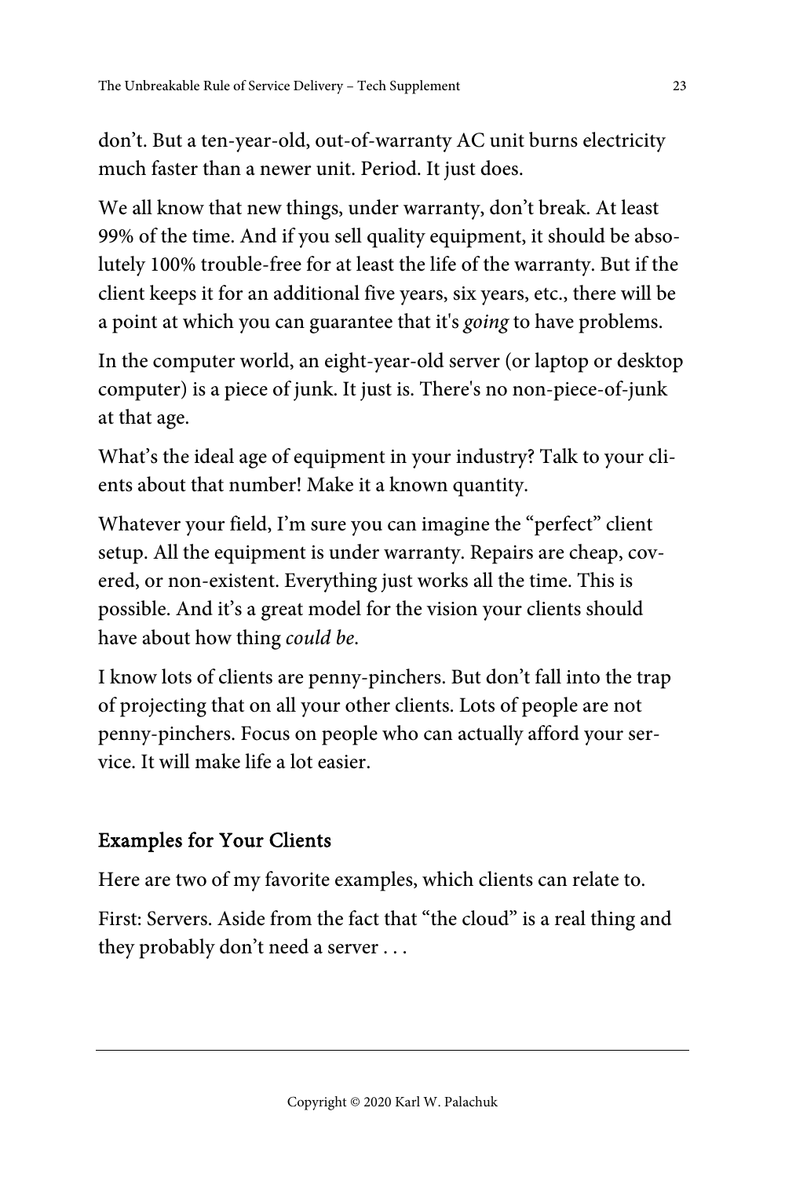don't. But a ten-year-old, out-of-warranty AC unit burns electricity much faster than a newer unit. Period. It just does.

We all know that new things, under warranty, don't break. At least 99% of the time. And if you sell quality equipment, it should be absolutely 100% trouble-free for at least the life of the warranty. But if the client keeps it for an additional five years, six years, etc., there will be a point at which you can guarantee that it's *going* to have problems.

In the computer world, an eight-year-old server (or laptop or desktop computer) is a piece of junk. It just is. There's no non-piece-of-junk at that age.

What's the ideal age of equipment in your industry? Talk to your clients about that number! Make it a known quantity.

Whatever your field, I'm sure you can imagine the "perfect" client setup. All the equipment is under warranty. Repairs are cheap, covered, or non-existent. Everything just works all the time. This is possible. And it's a great model for the vision your clients should have about how thing *could be*.

I know lots of clients are penny-pinchers. But don't fall into the trap of projecting that on all your other clients. Lots of people are not penny-pinchers. Focus on people who can actually afford your service. It will make life a lot easier.

## Examples for Your Clients

Here are two of my favorite examples, which clients can relate to.

First: Servers. Aside from the fact that "the cloud" is a real thing and they probably don't need a server . . .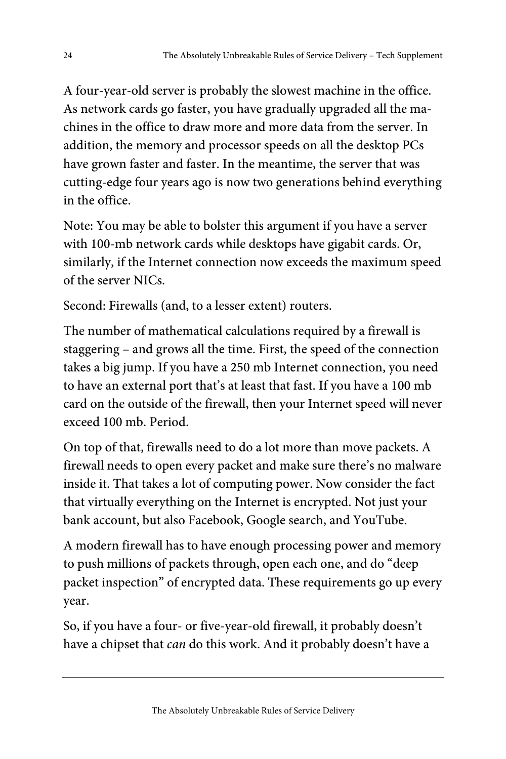A four-year-old server is probably the slowest machine in the office. As network cards go faster, you have gradually upgraded all the machines in the office to draw more and more data from the server. In addition, the memory and processor speeds on all the desktop PCs have grown faster and faster. In the meantime, the server that was cutting-edge four years ago is now two generations behind everything in the office.

Note: You may be able to bolster this argument if you have a server with 100-mb network cards while desktops have gigabit cards. Or, similarly, if the Internet connection now exceeds the maximum speed of the server NICs.

Second: Firewalls (and, to a lesser extent) routers.

The number of mathematical calculations required by a firewall is staggering – and grows all the time. First, the speed of the connection takes a big jump. If you have a 250 mb Internet connection, you need to have an external port that's at least that fast. If you have a 100 mb card on the outside of the firewall, then your Internet speed will never exceed 100 mb. Period.

On top of that, firewalls need to do a lot more than move packets. A firewall needs to open every packet and make sure there's no malware inside it. That takes a lot of computing power. Now consider the fact that virtually everything on the Internet is encrypted. Not just your bank account, but also Facebook, Google search, and YouTube.

A modern firewall has to have enough processing power and memory to push millions of packets through, open each one, and do "deep packet inspection" of encrypted data. These requirements go up every year.

So, if you have a four- or five-year-old firewall, it probably doesn't have a chipset that *can* do this work. And it probably doesn't have a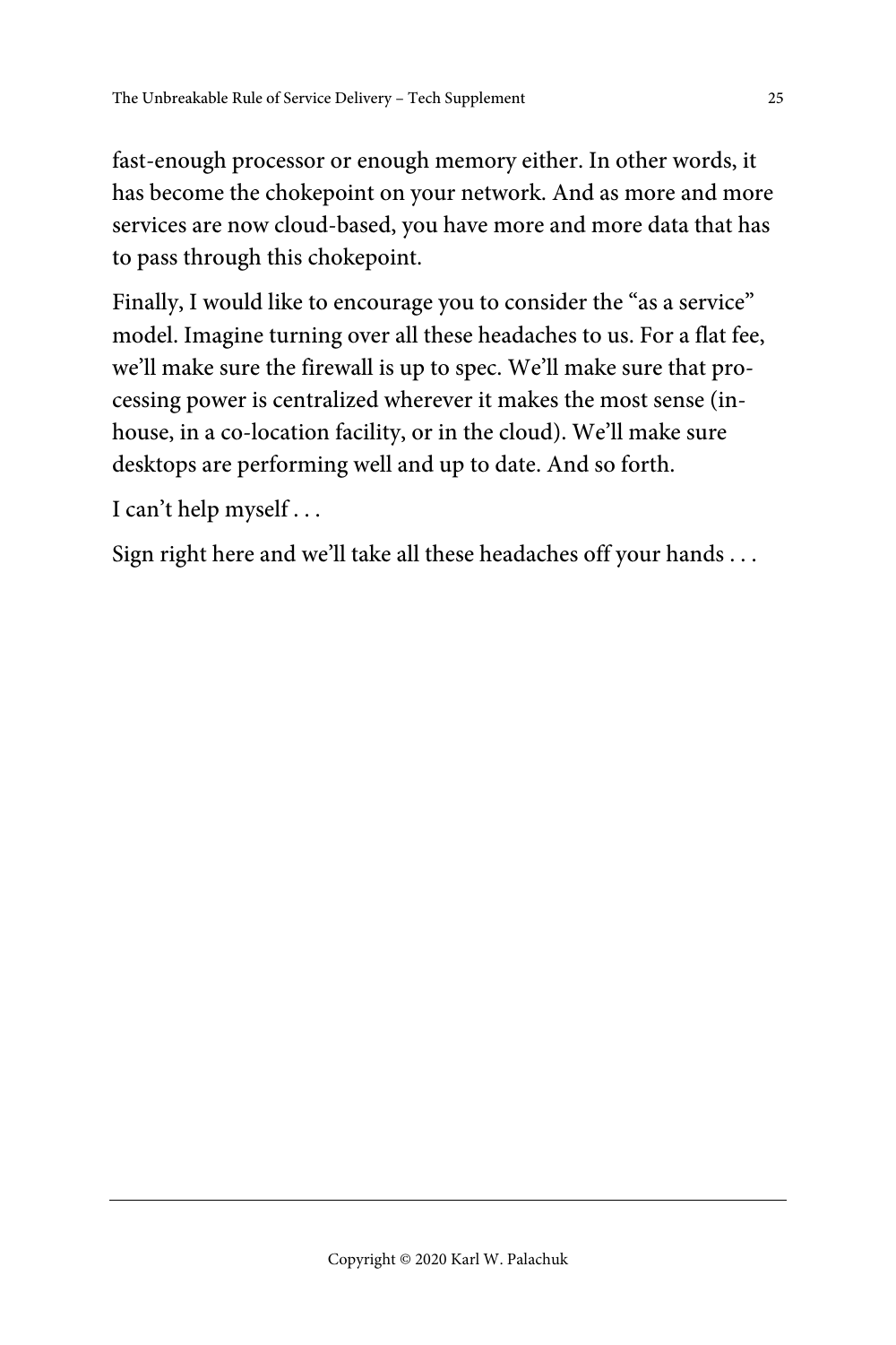fast-enough processor or enough memory either. In other words, it has become the chokepoint on your network. And as more and more services are now cloud-based, you have more and more data that has to pass through this chokepoint.

Finally, I would like to encourage you to consider the "as a service" model. Imagine turning over all these headaches to us. For a flat fee, we'll make sure the firewall is up to spec. We'll make sure that processing power is centralized wherever it makes the most sense (in-house, in a co-location facility, or in the cloud). We'll make sure desktops are performing well and up to date. And so forth.

I can't help myself . . .

Sign right here and we'll take all these headaches off your hands . . .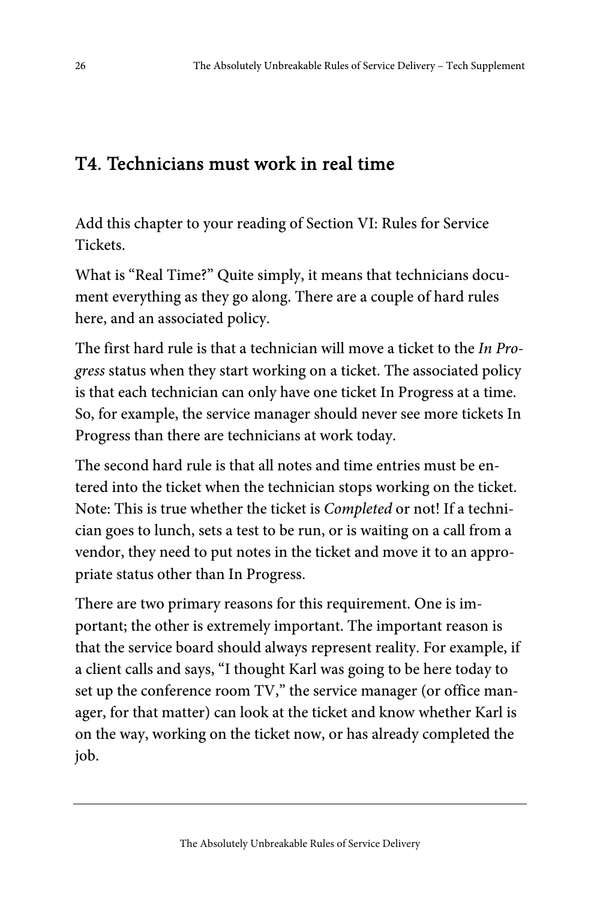## T4. Technicians must work in real time

Add this chapter to your reading of Section VI: Rules for Service Tickets.

What is "Real Time?" Quite simply, it means that technicians document everything as they go along. There are a couple of hard rules here, and an associated policy.

The first hard rule is that a technician will move a ticket to the *In Progress* status when they start working on a ticket. The associated policy is that each technician can only have one ticket In Progress at a time. So, for example, the service manager should never see more tickets In Progress than there are technicians at work today.

The second hard rule is that all notes and time entries must be entered into the ticket when the technician stops working on the ticket. Note: This is true whether the ticket is *Completed* or not! If a technician goes to lunch, sets a test to be run, or is waiting on a call from a vendor, they need to put notes in the ticket and move it to an appropriate status other than In Progress.

There are two primary reasons for this requirement. One is important; the other is extremely important. The important reason is that the service board should always represent reality. For example, if a client calls and says, "I thought Karl was going to be here today to set up the conference room TV," the service manager (or office manager, for that matter) can look at the ticket and know whether Karl is on the way, working on the ticket now, or has already completed the job.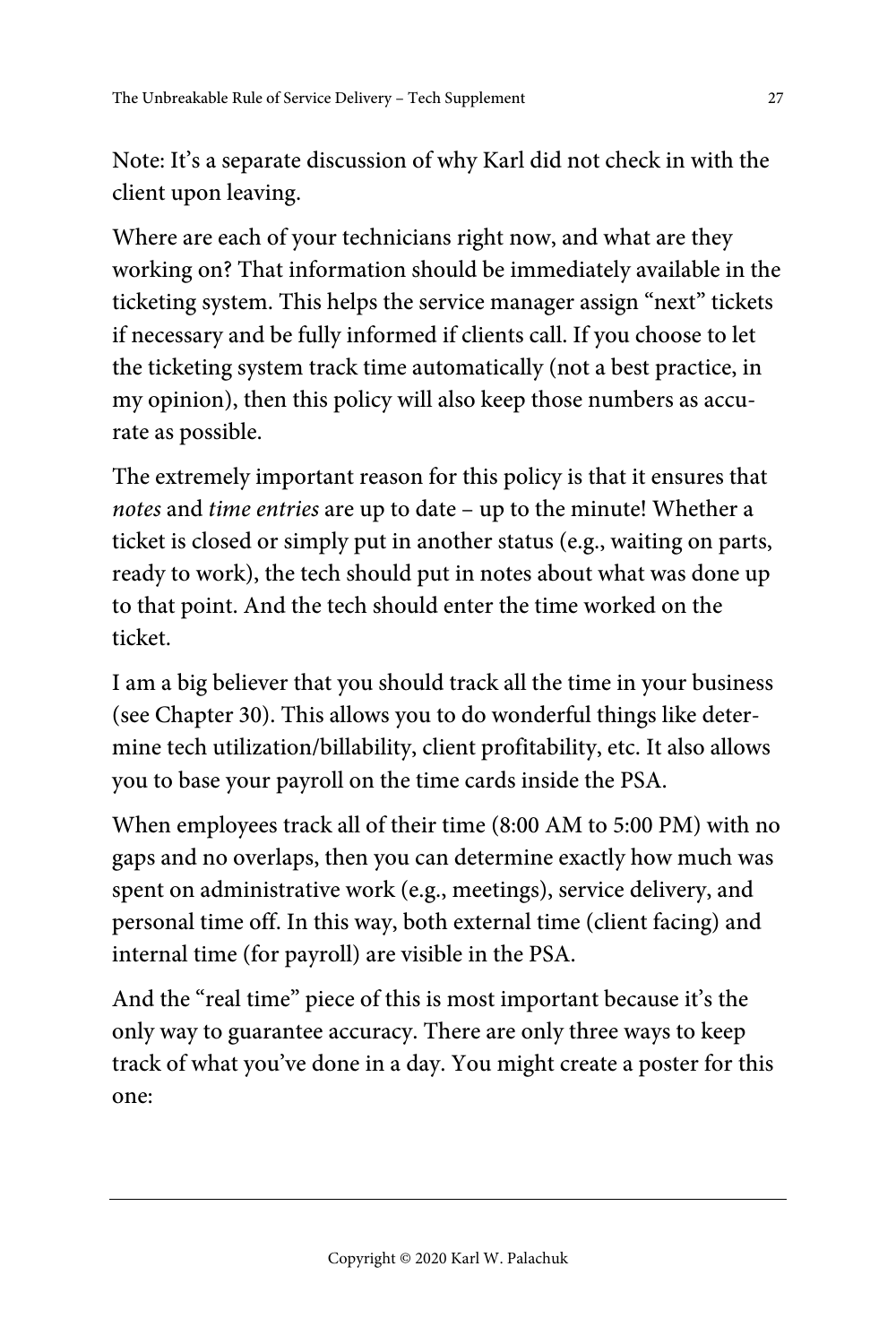Note: It's a separate discussion of why Karl did not check in with the client upon leaving.

Where are each of your technicians right now, and what are they working on? That information should be immediately available in the ticketing system. This helps the service manager assign "next" tickets if necessary and be fully informed if clients call. If you choose to let the ticketing system track time automatically (not a best practice, in my opinion), then this policy will also keep those numbers as accurate as possible.

The extremely important reason for this policy is that it ensures that *notes* and *time entries* are up to date – up to the minute! Whether a ticket is closed or simply put in another status (e.g., waiting on parts, ready to work), the tech should put in notes about what was done up to that point. And the tech should enter the time worked on the ticket.

I am a big believer that you should track all the time in your business (see Chapter 30). This allows you to do wonderful things like determine tech utilization/billability, client profitability, etc. It also allows you to base your payroll on the time cards inside the PSA.

When employees track all of their time (8:00 AM to 5:00 PM) with no gaps and no overlaps, then you can determine exactly how much was spent on administrative work (e.g., meetings), service delivery, and personal time off. In this way, both external time (client facing) and internal time (for payroll) are visible in the PSA.

And the "real time" piece of this is most important because it's the only way to guarantee accuracy. There are only three ways to keep track of what you've done in a day. You might create a poster for this one: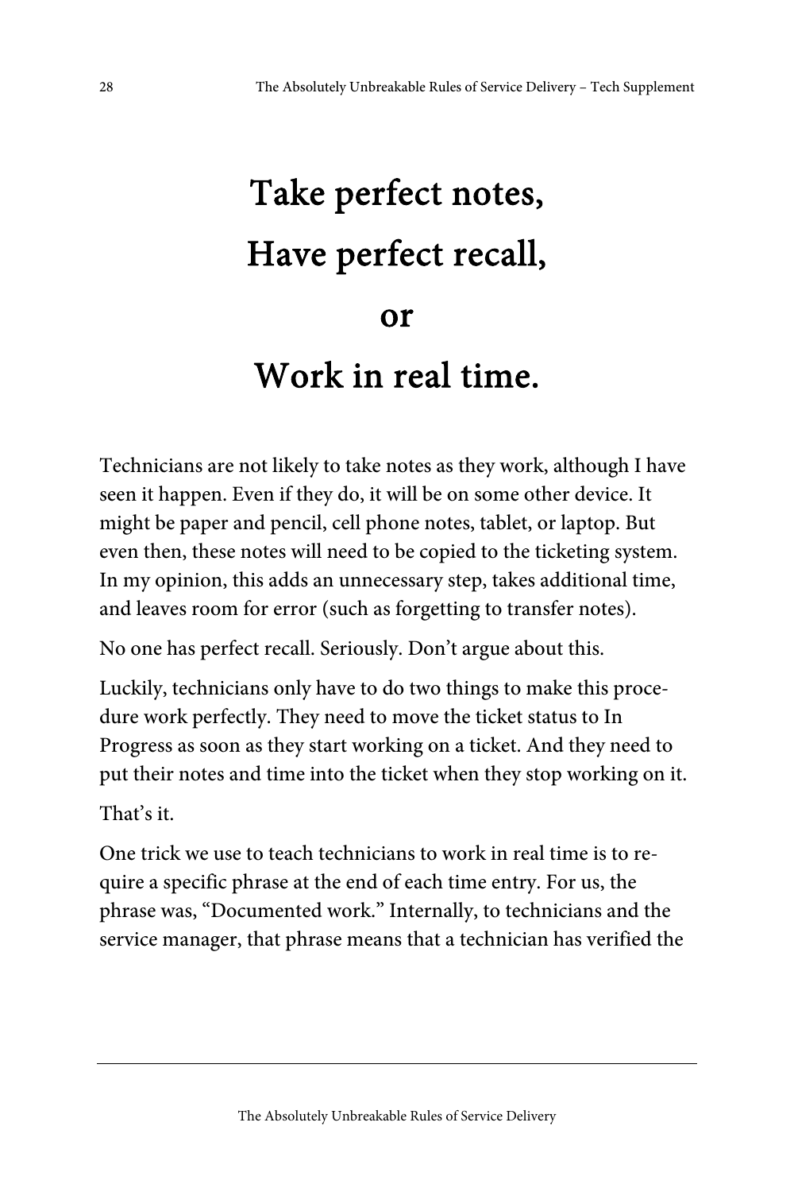# Take perfect notes, Have perfect recall, or Work in real time.

Technicians are not likely to take notes as they work, although I have seen it happen. Even if they do, it will be on some other device. It might be paper and pencil, cell phone notes, tablet, or laptop. But even then, these notes will need to be copied to the ticketing system. In my opinion, this adds an unnecessary step, takes additional time, and leaves room for error (such as forgetting to transfer notes).

No one has perfect recall. Seriously. Don't argue about this.

Luckily, technicians only have to do two things to make this procedure work perfectly. They need to move the ticket status to In Progress as soon as they start working on a ticket. And they need to put their notes and time into the ticket when they stop working on it.

That's it.

One trick we use to teach technicians to work in real time is to require a specific phrase at the end of each time entry. For us, the phrase was, "Documented work." Internally, to technicians and the service manager, that phrase means that a technician has verified the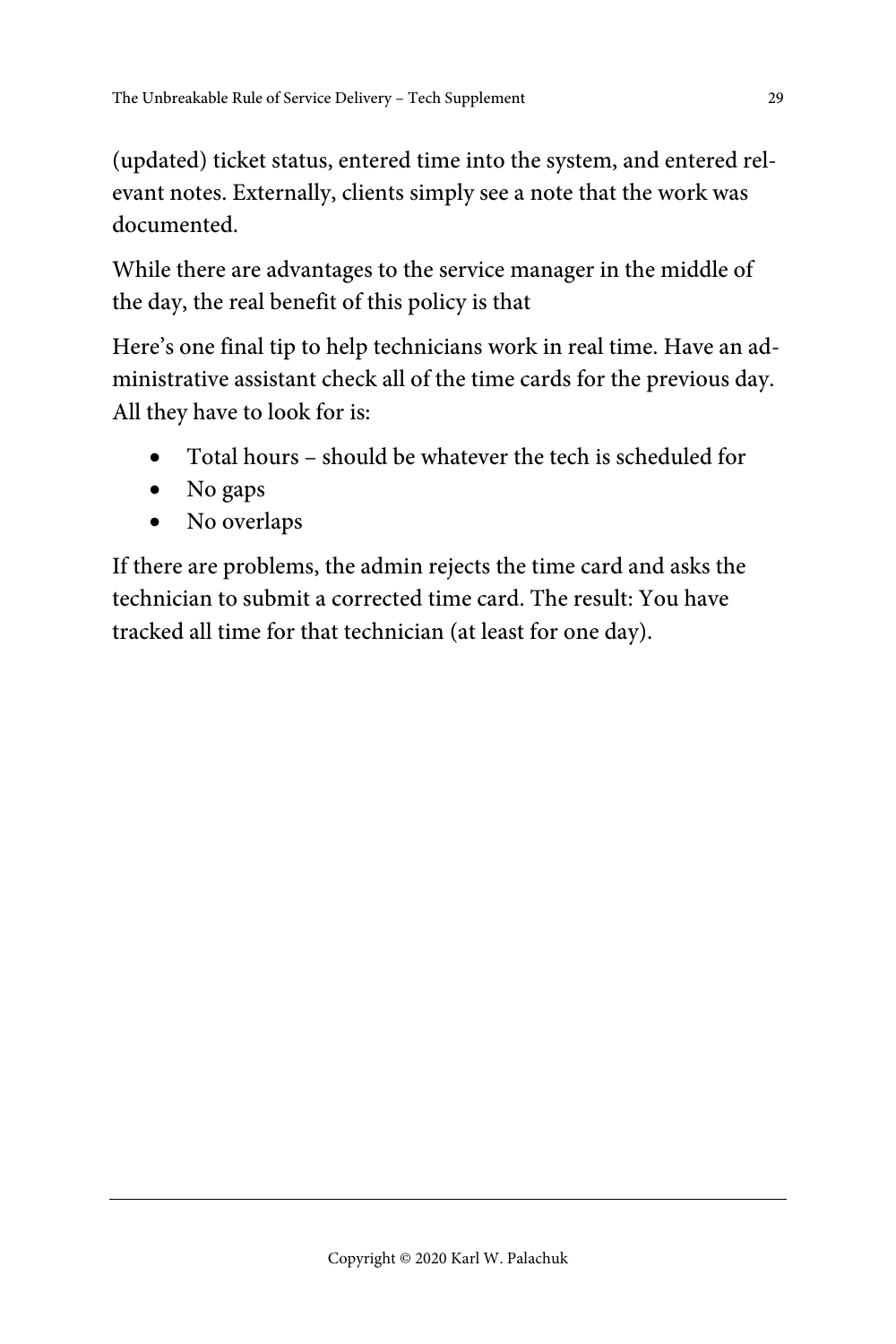(updated) ticket status, entered time into the system, and entered relevant notes. Externally, clients simply see a note that the work was documented.

While there are advantages to the service manager in the middle of the day, the real benefit of this policy is that

Here's one final tip to help technicians work in real time. Have an administrative assistant check all of the time cards for the previous day. All they have to look for is:

- Total hours – should be whatever the tech is scheduled for
- No gaps
- No overlaps

If there are problems, the admin rejects the time card and asks the technician to submit a corrected time card. The result: You have tracked all time for that technician (at least for one day).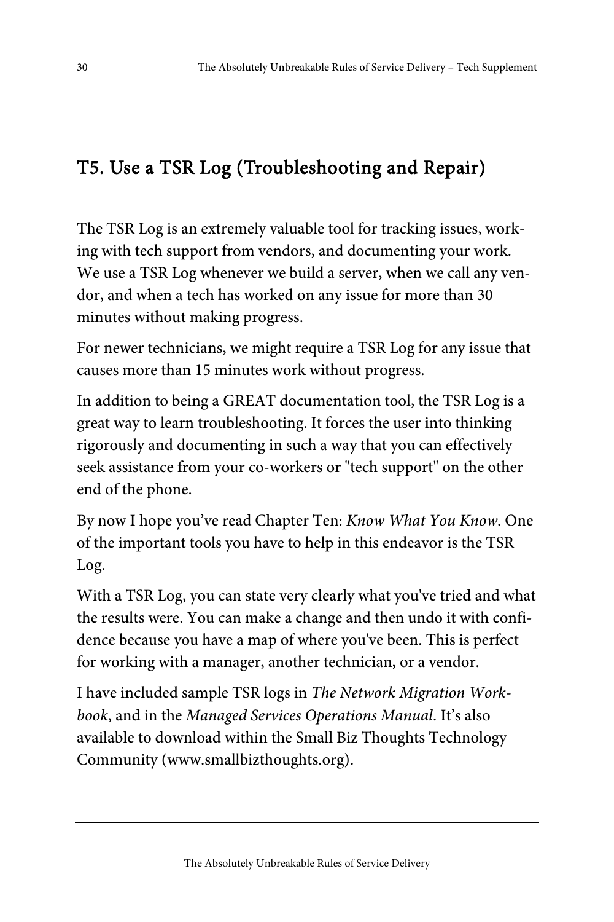## T5. Use a TSR Log (Troubleshooting and Repair)

The TSR Log is an extremely valuable tool for tracking issues, working with tech support from vendors, and documenting your work. We use a TSR Log whenever we build a server, when we call any vendor, and when a tech has worked on any issue for more than 30 minutes without making progress.

For newer technicians, we might require a TSR Log for any issue that causes more than 15 minutes work without progress.

In addition to being a GREAT documentation tool, the TSR Log is a great way to learn troubleshooting. It forces the user into thinking rigorously and documenting in such a way that you can effectively seek assistance from your co-workers or "tech support" on the other end of the phone.

By now I hope you've read Chapter Ten: *Know What You Know*. One of the important tools you have to help in this endeavor is the TSR Log.

With a TSR Log, you can state very clearly what you've tried and what the results were. You can make a change and then undo it with confidence because you have a map of where you've been. This is perfect for working with a manager, another technician, or a vendor.

I have included sample TSR logs in *The Network Migration Workbook*, and in the *Managed Services Operations Manual*. It's also available to download within the Small Biz Thoughts Technology Community (www.smallbizthoughts.org).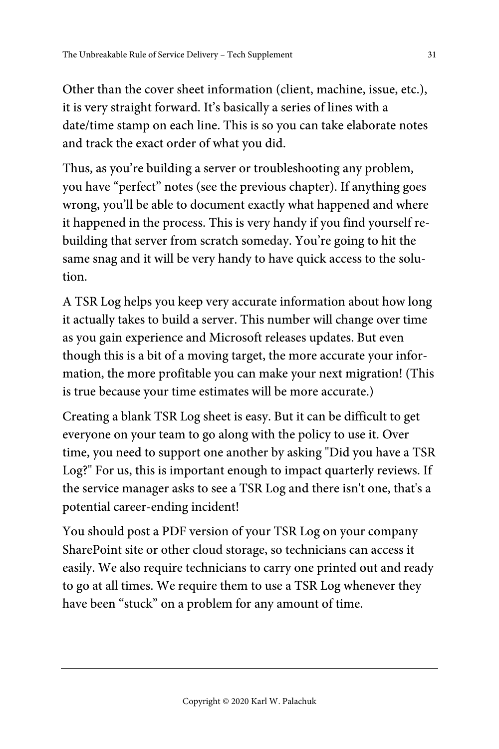Other than the cover sheet information (client, machine, issue, etc.), it is very straight forward. It's basically a series of lines with a date/time stamp on each line. This is so you can take elaborate notes and track the exact order of what you did.

Thus, as you're building a server or troubleshooting any problem, you have "perfect" notes (see the previous chapter). If anything goes wrong, you'll be able to document exactly what happened and where it happened in the process. This is very handy if you find yourself re-building that server from scratch someday. You're going to hit the same snag and it will be very handy to have quick access to the solution.

A TSR Log helps you keep very accurate information about how long it actually takes to build a server. This number will change over time as you gain experience and Microsoft releases updates. But even though this is a bit of a moving target, the more accurate your information, the more profitable you can make your next migration! (This is true because your time estimates will be more accurate.)

Creating a blank TSR Log sheet is easy. But it can be difficult to get everyone on your team to go along with the policy to use it. Over time, you need to support one another by asking "Did you have a TSR Log?" For us, this is important enough to impact quarterly reviews. If the service manager asks to see a TSR Log and there isn't one, that's a potential career-ending incident!

You should post a PDF version of your TSR Log on your company SharePoint site or other cloud storage, so technicians can access it easily. We also require technicians to carry one printed out and ready to go at all times. We require them to use a TSR Log whenever they have been "stuck" on a problem for any amount of time.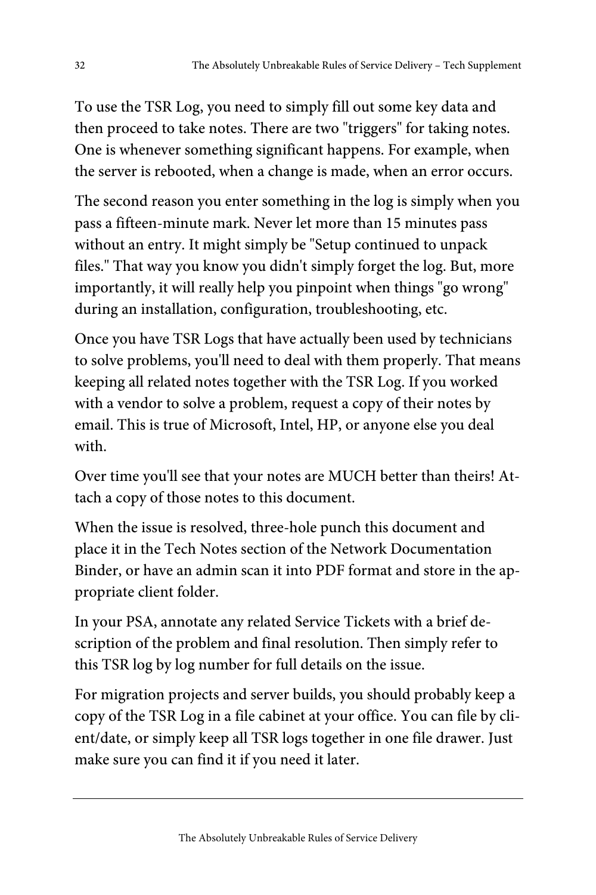To use the TSR Log, you need to simply fill out some key data and then proceed to take notes. There are two "triggers" for taking notes. One is whenever something significant happens. For example, when the server is rebooted, when a change is made, when an error occurs.

The second reason you enter something in the log is simply when you pass a fifteen-minute mark. Never let more than 15 minutes pass without an entry. It might simply be "Setup continued to unpack files." That way you know you didn't simply forget the log. But, more importantly, it will really help you pinpoint when things "go wrong" during an installation, configuration, troubleshooting, etc.

Once you have TSR Logs that have actually been used by technicians to solve problems, you'll need to deal with them properly. That means keeping all related notes together with the TSR Log. If you worked with a vendor to solve a problem, request a copy of their notes by email. This is true of Microsoft, Intel, HP, or anyone else you deal with.

Over time you'll see that your notes are MUCH better than theirs! Attach a copy of those notes to this document.

When the issue is resolved, three-hole punch this document and place it in the Tech Notes section of the Network Documentation Binder, or have an admin scan it into PDF format and store in the appropriate client folder.

In your PSA, annotate any related Service Tickets with a brief description of the problem and final resolution. Then simply refer to this TSR log by log number for full details on the issue.

For migration projects and server builds, you should probably keep a copy of the TSR Log in a file cabinet at your office. You can file by client/date, or simply keep all TSR logs together in one file drawer. Just make sure you can find it if you need it later.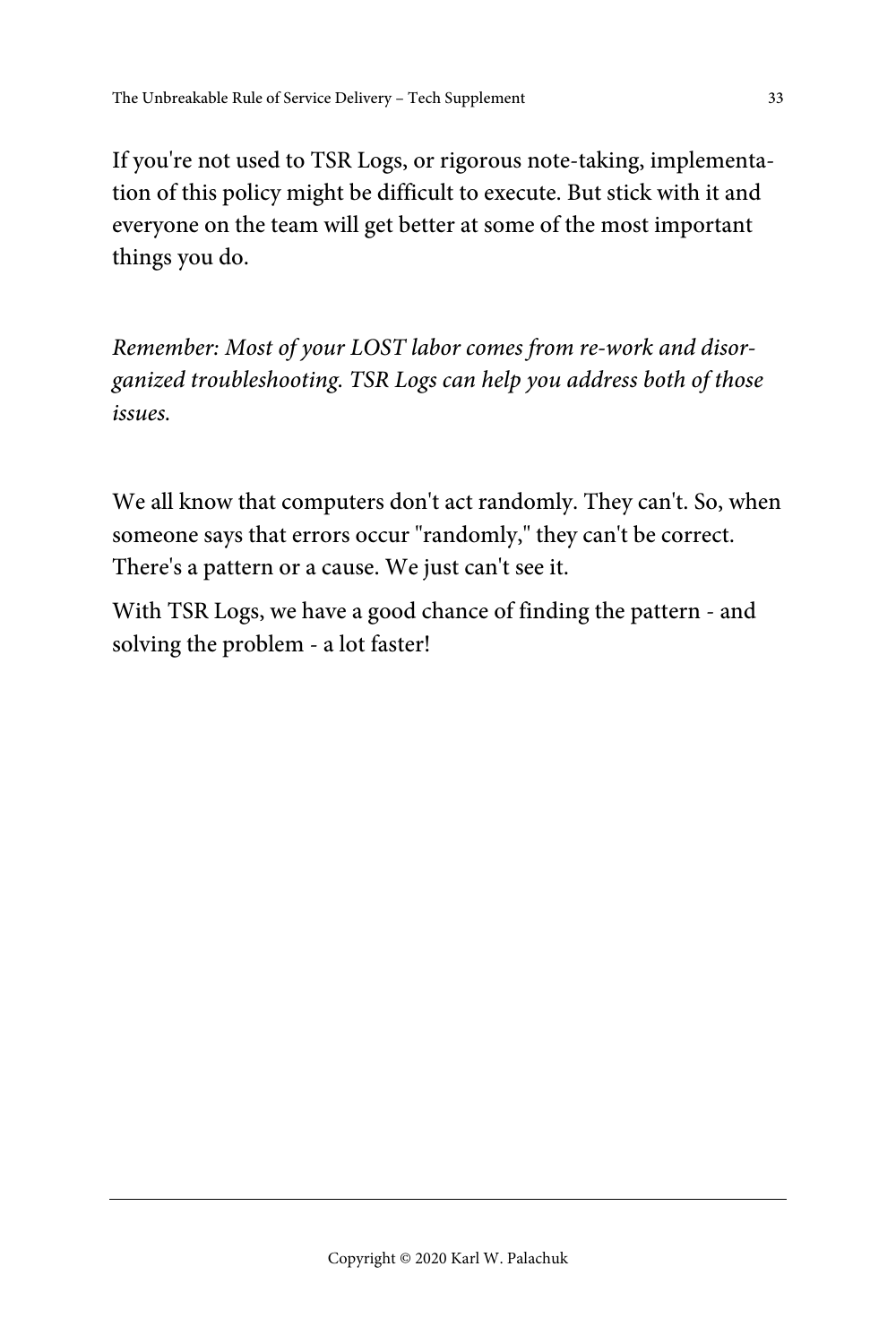If you're not used to TSR Logs, or rigorous note-taking, implementation of this policy might be difficult to execute. But stick with it and everyone on the team will get better at some of the most important things you do.

*Remember: Most of your LOST labor comes from re-work and disorganized troubleshooting. TSR Logs can help you address both of those issues.*

We all know that computers don't act randomly. They can't. So, when someone says that errors occur "randomly," they can't be correct. There's a pattern or a cause. We just can't see it.

With TSR Logs, we have a good chance of finding the pattern - and solving the problem - a lot faster!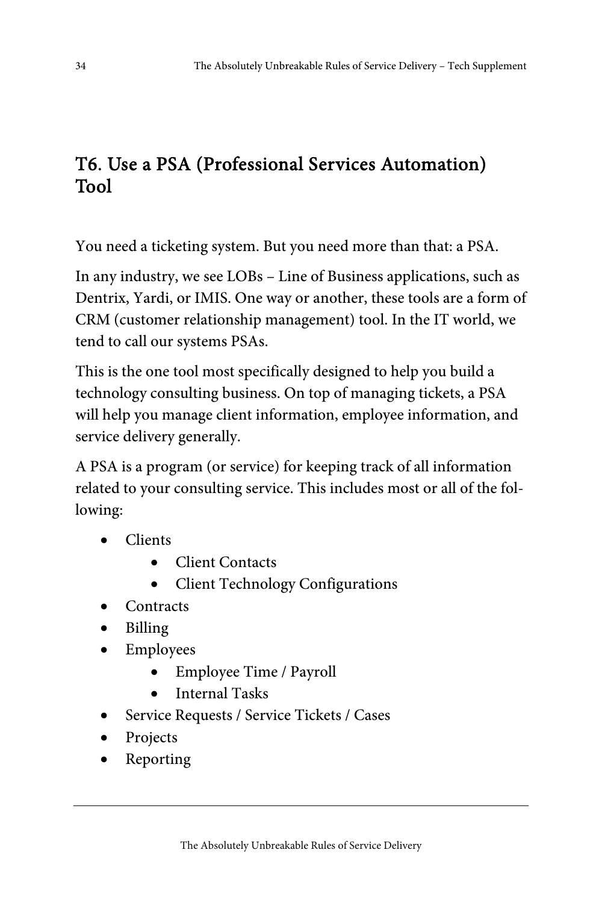## T6. Use a PSA (Professional Services Automation) Tool

You need a ticketing system. But you need more than that: a PSA.

In any industry, we see LOBs – Line of Business applications, such as Dentrix, Yardi, or IMIS. One way or another, these tools are a form of CRM (customer relationship management) tool. In the IT world, we tend to call our systems PSAs.

This is the one tool most specifically designed to help you build a technology consulting business. On top of managing tickets, a PSA will help you manage client information, employee information, and service delivery generally.

A PSA is a program (or service) for keeping track of all information related to your consulting service. This includes most or all of the following:

- Clients
    - Client Contacts
    - Client Technology Configurations
- Contracts
- Billing
- Employees
    - Employee Time / Payroll
    - Internal Tasks
- Service Requests / Service Tickets / Cases
- Projects
- Reporting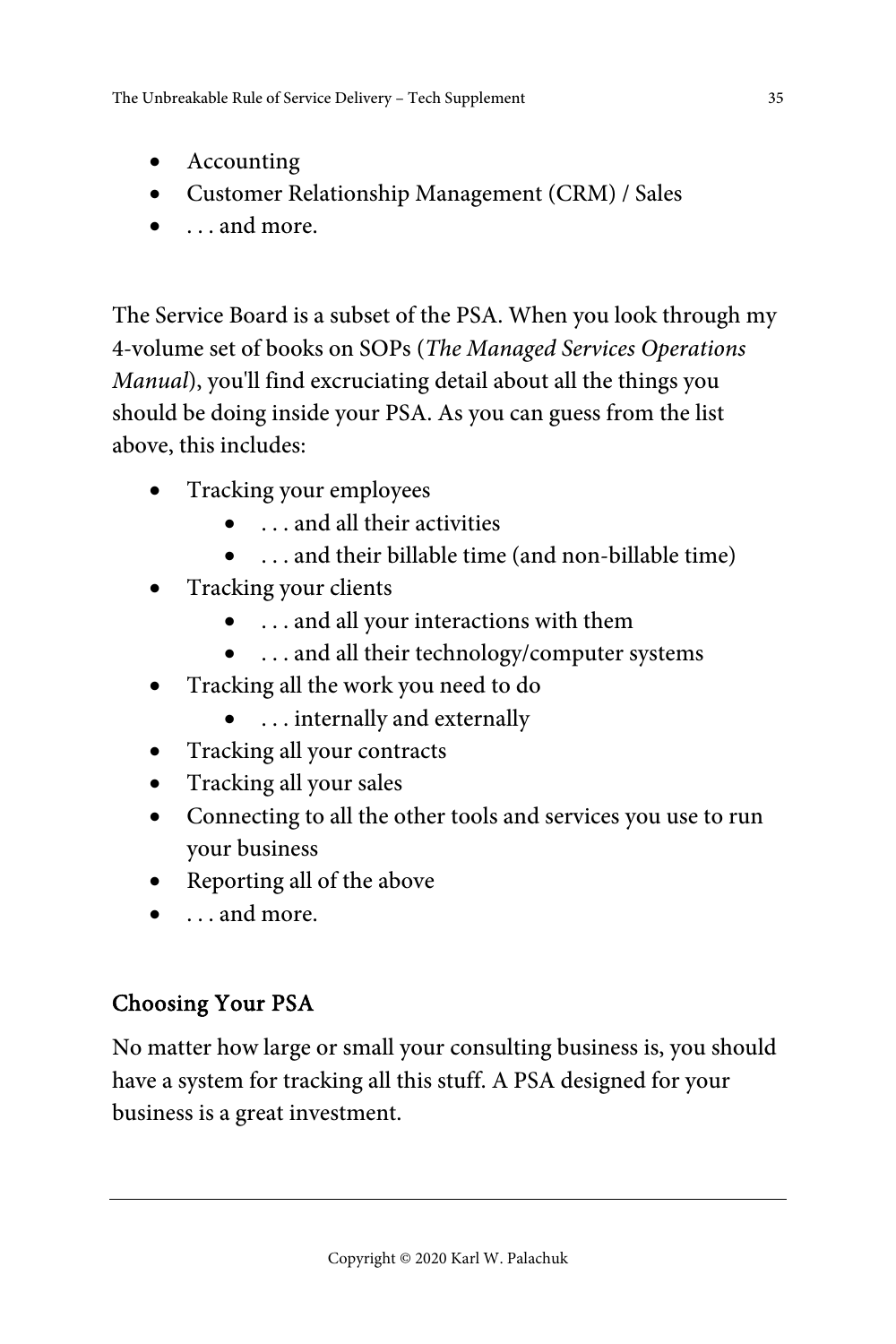- Accounting
- Customer Relationship Management (CRM) / Sales
- . . . and more.

The Service Board is a subset of the PSA. When you look through my 4-volume set of books on SOPs (*The Managed Services Operations Manual*), you'll find excruciating detail about all the things you should be doing inside your PSA. As you can guess from the list above, this includes:

- Tracking your employees
    - . . . and all their activities
    - . . . and their billable time (and non-billable time)
- Tracking your clients
    - . . . and all your interactions with them
    - . . . and all their technology/computer systems
- Tracking all the work you need to do
    - . . . internally and externally
- Tracking all your contracts
- Tracking all your sales
- Connecting to all the other tools and services you use to run your business
- Reporting all of the above
- . . . and more.

## Choosing Your PSA

No matter how large or small your consulting business is, you should have a system for tracking all this stuff. A PSA designed for your business is a great investment.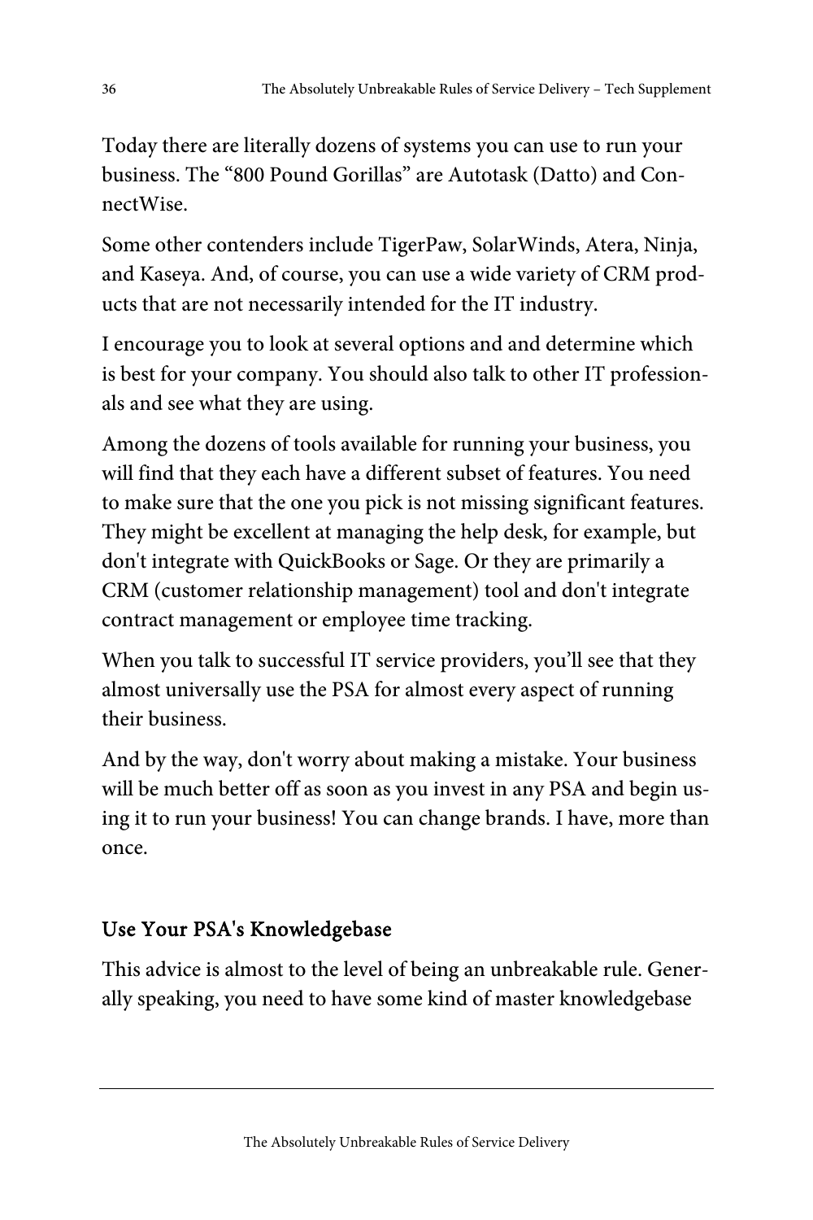Today there are literally dozens of systems you can use to run your business. The “800 Pound Gorillas” are Autotask (Datto) and ConnectWise.

Some other contenders include TigerPaw, SolarWinds, Atera, Ninja, and Kaseya. And, of course, you can use a wide variety of CRM products that are not necessarily intended for the IT industry.

I encourage you to look at several options and and determine which is best for your company. You should also talk to other IT professionals and see what they are using.

Among the dozens of tools available for running your business, you will find that they each have a different subset of features. You need to make sure that the one you pick is not missing significant features. They might be excellent at managing the help desk, for example, but don't integrate with QuickBooks or Sage. Or they are primarily a CRM (customer relationship management) tool and don't integrate contract management or employee time tracking.

When you talk to successful IT service providers, you’ll see that they almost universally use the PSA for almost every aspect of running their business.

And by the way, don't worry about making a mistake. Your business will be much better off as soon as you invest in any PSA and begin using it to run your business! You can change brands. I have, more than once.

### Use Your PSA's Knowledgebase

This advice is almost to the level of being an unbreakable rule. Generally speaking, you need to have some kind of master knowledgebase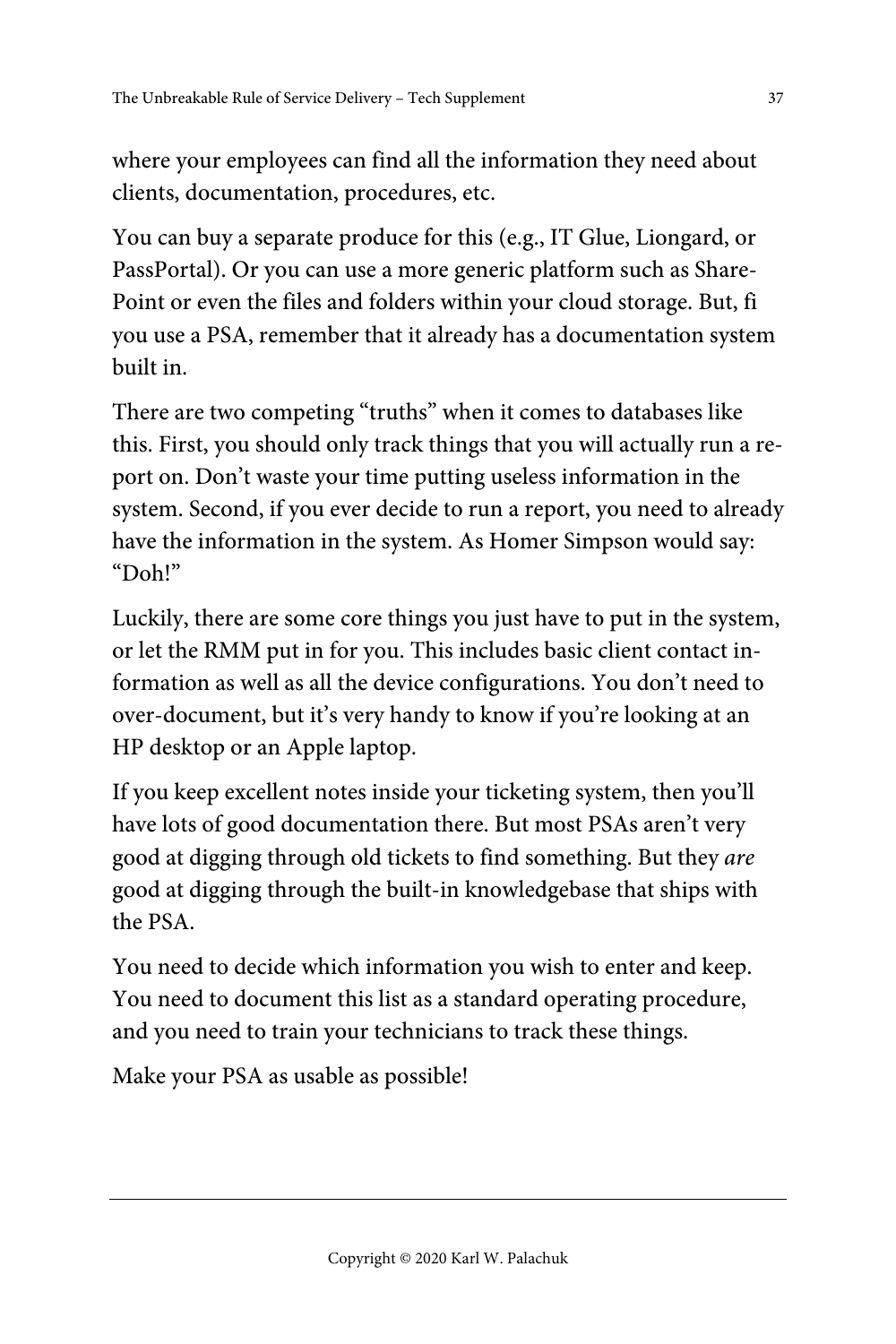where your employees can find all the information they need about clients, documentation, procedures, etc.

You can buy a separate produce for this (e.g., IT Glue, Liongard, or PassPortal). Or you can use a more generic platform such as SharePoint or even the files and folders within your cloud storage. But, fi you use a PSA, remember that it already has a documentation system built in.

There are two competing "truths" when it comes to databases like this. First, you should only track things that you will actually run a report on. Don't waste your time putting useless information in the system. Second, if you ever decide to run a report, you need to already have the information in the system. As Homer Simpson would say: "Doh!"

Luckily, there are some core things you just have to put in the system, or let the RMM put in for you. This includes basic client contact information as well as all the device configurations. You don't need to over-document, but it's very handy to know if you're looking at an HP desktop or an Apple laptop.

If you keep excellent notes inside your ticketing system, then you'll have lots of good documentation there. But most PSAs aren't very good at digging through old tickets to find something. But they *are* good at digging through the built-in knowledgebase that ships with the PSA.

You need to decide which information you wish to enter and keep. You need to document this list as a standard operating procedure, and you need to train your technicians to track these things.

Make your PSA as usable as possible!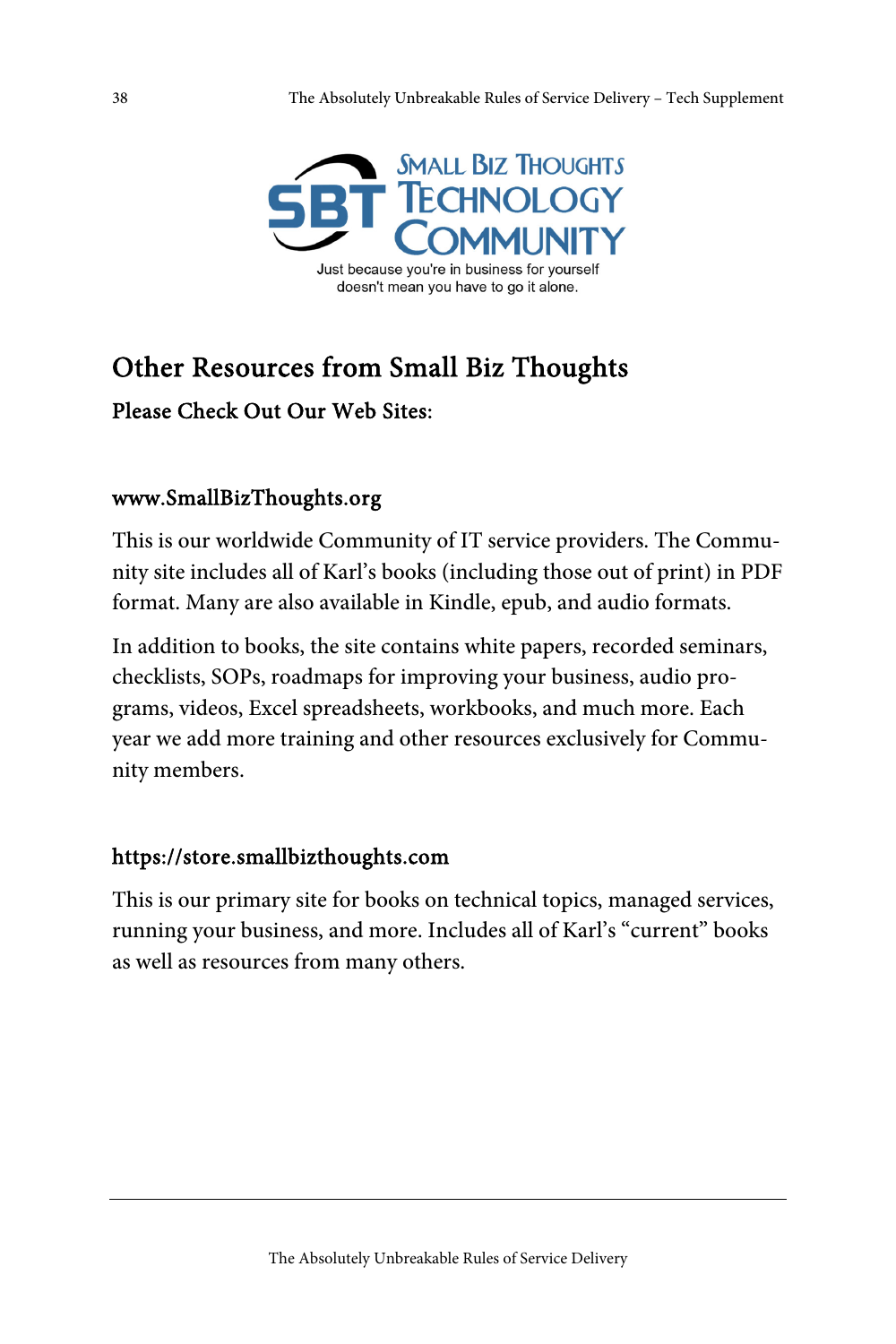SMALL BIZ THOUGHTS TECHNOLOGY COMMUNITY

Just because you're in business for yourself doesn't mean you have to go it alone.

# Other Resources from Small Biz Thoughts

## Please Check Out Our Web Sites:

### www.SmallBizThoughts.org

This is our worldwide Community of IT service providers. The Community site includes all of Karl's books (including those out of print) in PDF format. Many are also available in Kindle, epub, and audio formats.

In addition to books, the site contains white papers, recorded seminars, checklists, SOPs, roadmaps for improving your business, audio programs, videos, Excel spreadsheets, workbooks, and much more. Each year we add more training and other resources exclusively for Community members.

### https://store.smallbizthoughts.com

This is our primary site for books on technical topics, managed services, running your business, and more. Includes all of Karl's "current" books as well as resources from many others.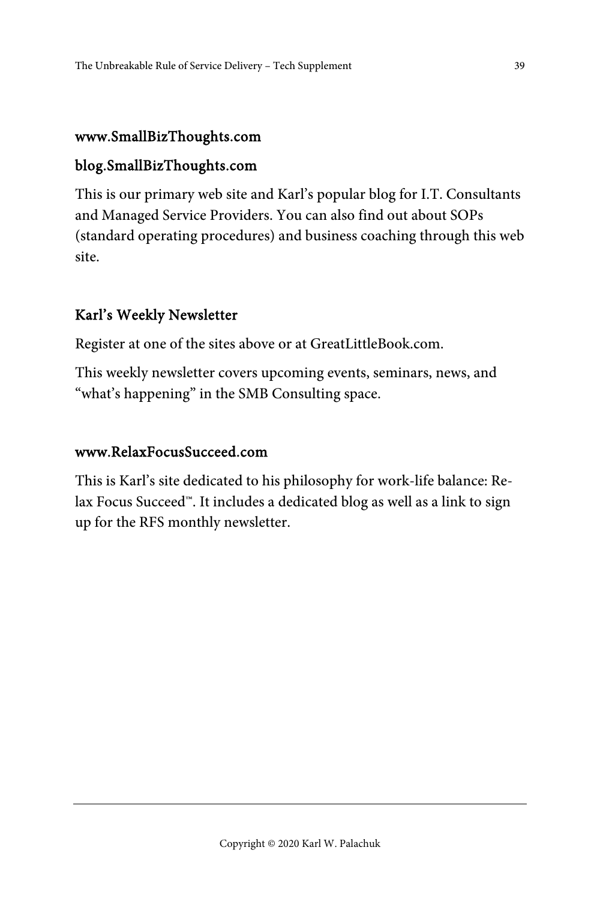### www.SmallBizThoughts.com

### blog.SmallBizThoughts.com

This is our primary web site and Karl's popular blog for I.T. Consultants and Managed Service Providers. You can also find out about SOPs (standard operating procedures) and business coaching through this web site.

### Karl's Weekly Newsletter

Register at one of the sites above or at GreatLittleBook.com.

This weekly newsletter covers upcoming events, seminars, news, and "what's happening" in the SMB Consulting space.

### www.RelaxFocusSucceed.com

This is Karl's site dedicated to his philosophy for work-life balance: Relax Focus Succeed™. It includes a dedicated blog as well as a link to sign up for the RFS monthly newsletter.